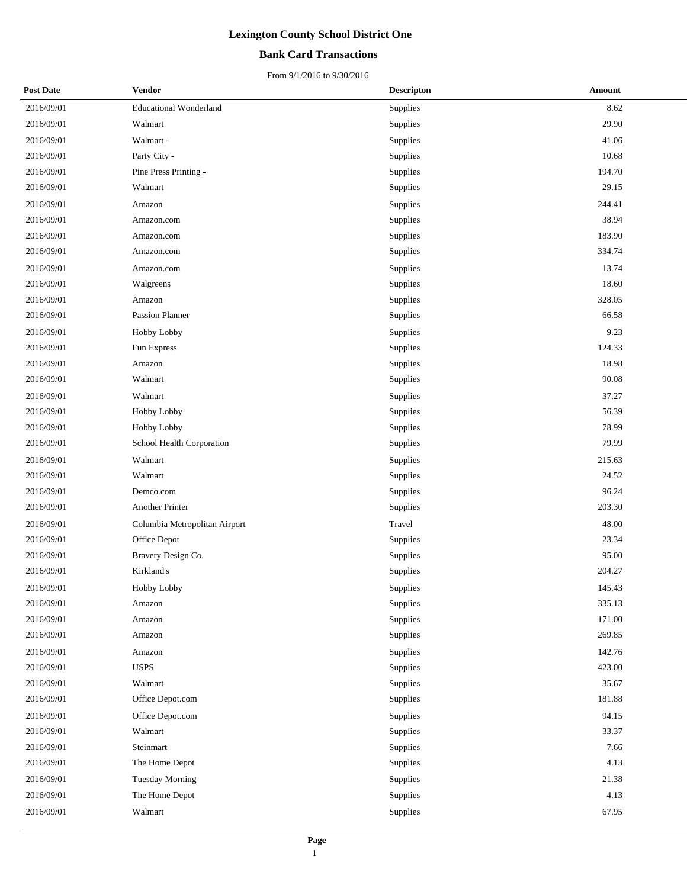# Lexington County School District One

## Bank Card Transactions

From 9/1/2016 to 9/30/2016

| Post Date | Vendor | Descripton | Amount |
|---|---|---|---|
| 2016/09/01 | Educational Wonderland | Supplies | 8.62 |
| 2016/09/01 | Walmart | Supplies | 29.90 |
| 2016/09/01 | Walmart - | Supplies | 41.06 |
| 2016/09/01 | Party City - | Supplies | 10.68 |
| 2016/09/01 | Pine Press Printing - | Supplies | 194.70 |
| 2016/09/01 | Walmart | Supplies | 29.15 |
| 2016/09/01 | Amazon | Supplies | 244.41 |
| 2016/09/01 | Amazon.com | Supplies | 38.94 |
| 2016/09/01 | Amazon.com | Supplies | 183.90 |
| 2016/09/01 | Amazon.com | Supplies | 334.74 |
| 2016/09/01 | Amazon.com | Supplies | 13.74 |
| 2016/09/01 | Walgreens | Supplies | 18.60 |
| 2016/09/01 | Amazon | Supplies | 328.05 |
| 2016/09/01 | Passion Planner | Supplies | 66.58 |
| 2016/09/01 | Hobby Lobby | Supplies | 9.23 |
| 2016/09/01 | Fun Express | Supplies | 124.33 |
| 2016/09/01 | Amazon | Supplies | 18.98 |
| 2016/09/01 | Walmart | Supplies | 90.08 |
| 2016/09/01 | Walmart | Supplies | 37.27 |
| 2016/09/01 | Hobby Lobby | Supplies | 56.39 |
| 2016/09/01 | Hobby Lobby | Supplies | 78.99 |
| 2016/09/01 | School Health Corporation | Supplies | 79.99 |
| 2016/09/01 | Walmart | Supplies | 215.63 |
| 2016/09/01 | Walmart | Supplies | 24.52 |
| 2016/09/01 | Demco.com | Supplies | 96.24 |
| 2016/09/01 | Another Printer | Supplies | 203.30 |
| 2016/09/01 | Columbia Metropolitan Airport | Travel | 48.00 |
| 2016/09/01 | Office Depot | Supplies | 23.34 |
| 2016/09/01 | Bravery Design Co. | Supplies | 95.00 |
| 2016/09/01 | Kirkland's | Supplies | 204.27 |
| 2016/09/01 | Hobby Lobby | Supplies | 145.43 |
| 2016/09/01 | Amazon | Supplies | 335.13 |
| 2016/09/01 | Amazon | Supplies | 171.00 |
| 2016/09/01 | Amazon | Supplies | 269.85 |
| 2016/09/01 | Amazon | Supplies | 142.76 |
| 2016/09/01 | USPS | Supplies | 423.00 |
| 2016/09/01 | Walmart | Supplies | 35.67 |
| 2016/09/01 | Office Depot.com | Supplies | 181.88 |
| 2016/09/01 | Office Depot.com | Supplies | 94.15 |
| 2016/09/01 | Walmart | Supplies | 33.37 |
| 2016/09/01 | Steinmart | Supplies | 7.66 |
| 2016/09/01 | The Home Depot | Supplies | 4.13 |
| 2016/09/01 | Tuesday Morning | Supplies | 21.38 |
| 2016/09/01 | The Home Depot | Supplies | 4.13 |
| 2016/09/01 | Walmart | Supplies | 67.95 |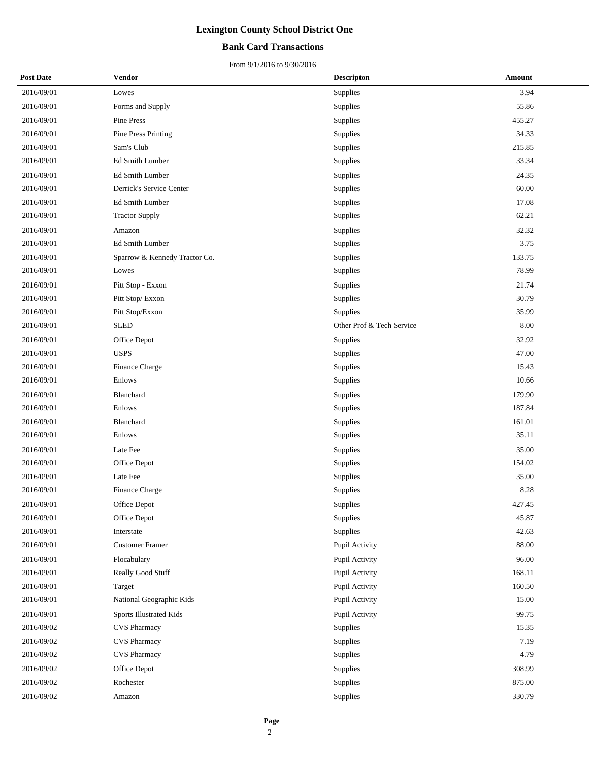# Lexington County School District One

## Bank Card Transactions

From 9/1/2016 to 9/30/2016

| Post Date | Vendor | Descripton | Amount |
|---|---|---|---|
| 2016/09/01 | Lowes | Supplies | 3.94 |
| 2016/09/01 | Forms and Supply | Supplies | 55.86 |
| 2016/09/01 | Pine Press | Supplies | 455.27 |
| 2016/09/01 | Pine Press Printing | Supplies | 34.33 |
| 2016/09/01 | Sam's Club | Supplies | 215.85 |
| 2016/09/01 | Ed Smith Lumber | Supplies | 33.34 |
| 2016/09/01 | Ed Smith Lumber | Supplies | 24.35 |
| 2016/09/01 | Derrick's Service Center | Supplies | 60.00 |
| 2016/09/01 | Ed Smith Lumber | Supplies | 17.08 |
| 2016/09/01 | Tractor Supply | Supplies | 62.21 |
| 2016/09/01 | Amazon | Supplies | 32.32 |
| 2016/09/01 | Ed Smith Lumber | Supplies | 3.75 |
| 2016/09/01 | Sparrow & Kennedy Tractor Co. | Supplies | 133.75 |
| 2016/09/01 | Lowes | Supplies | 78.99 |
| 2016/09/01 | Pitt Stop - Exxon | Supplies | 21.74 |
| 2016/09/01 | Pitt Stop/ Exxon | Supplies | 30.79 |
| 2016/09/01 | Pitt Stop/Exxon | Supplies | 35.99 |
| 2016/09/01 | SLED | Other Prof & Tech Service | 8.00 |
| 2016/09/01 | Office Depot | Supplies | 32.92 |
| 2016/09/01 | USPS | Supplies | 47.00 |
| 2016/09/01 | Finance Charge | Supplies | 15.43 |
| 2016/09/01 | Enlows | Supplies | 10.66 |
| 2016/09/01 | Blanchard | Supplies | 179.90 |
| 2016/09/01 | Enlows | Supplies | 187.84 |
| 2016/09/01 | Blanchard | Supplies | 161.01 |
| 2016/09/01 | Enlows | Supplies | 35.11 |
| 2016/09/01 | Late Fee | Supplies | 35.00 |
| 2016/09/01 | Office Depot | Supplies | 154.02 |
| 2016/09/01 | Late Fee | Supplies | 35.00 |
| 2016/09/01 | Finance Charge | Supplies | 8.28 |
| 2016/09/01 | Office Depot | Supplies | 427.45 |
| 2016/09/01 | Office Depot | Supplies | 45.87 |
| 2016/09/01 | Interstate | Supplies | 42.63 |
| 2016/09/01 | Customer Framer | Pupil Activity | 88.00 |
| 2016/09/01 | Flocabulary | Pupil Activity | 96.00 |
| 2016/09/01 | Really Good Stuff | Pupil Activity | 168.11 |
| 2016/09/01 | Target | Pupil Activity | 160.50 |
| 2016/09/01 | National Geographic Kids | Pupil Activity | 15.00 |
| 2016/09/01 | Sports Illustrated Kids | Pupil Activity | 99.75 |
| 2016/09/02 | CVS Pharmacy | Supplies | 15.35 |
| 2016/09/02 | CVS Pharmacy | Supplies | 7.19 |
| 2016/09/02 | CVS Pharmacy | Supplies | 4.79 |
| 2016/09/02 | Office Depot | Supplies | 308.99 |
| 2016/09/02 | Rochester | Supplies | 875.00 |
| 2016/09/02 | Amazon | Supplies | 330.79 |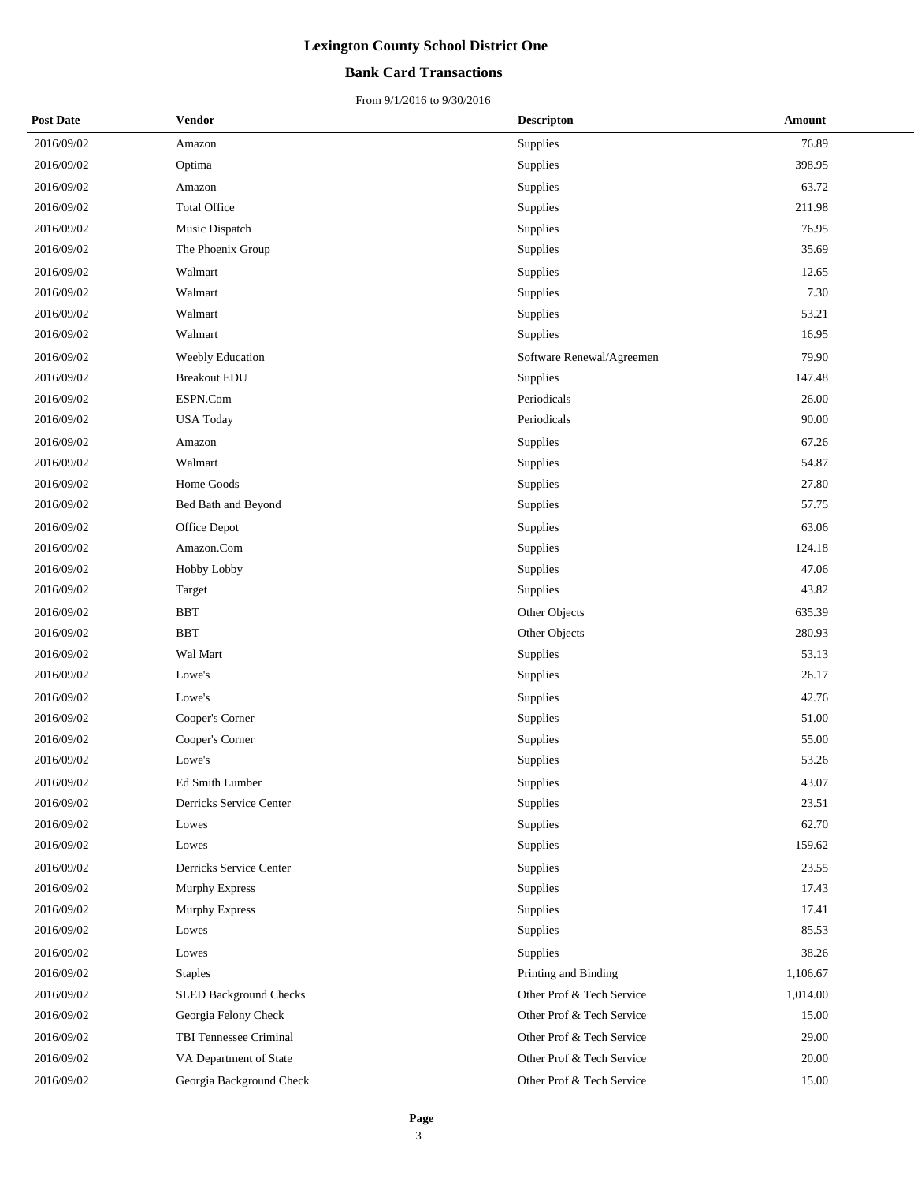# Lexington County School District One

## Bank Card Transactions

From 9/1/2016 to 9/30/2016

| Post Date | Vendor | Descripton | Amount |
|---|---|---|---|
| 2016/09/02 | Amazon | Supplies | 76.89 |
| 2016/09/02 | Optima | Supplies | 398.95 |
| 2016/09/02 | Amazon | Supplies | 63.72 |
| 2016/09/02 | Total Office | Supplies | 211.98 |
| 2016/09/02 | Music Dispatch | Supplies | 76.95 |
| 2016/09/02 | The Phoenix Group | Supplies | 35.69 |
| 2016/09/02 | Walmart | Supplies | 12.65 |
| 2016/09/02 | Walmart | Supplies | 7.30 |
| 2016/09/02 | Walmart | Supplies | 53.21 |
| 2016/09/02 | Walmart | Supplies | 16.95 |
| 2016/09/02 | Weebly Education | Software Renewal/Agreemen | 79.90 |
| 2016/09/02 | Breakout EDU | Supplies | 147.48 |
| 2016/09/02 | ESPN.Com | Periodicals | 26.00 |
| 2016/09/02 | USA Today | Periodicals | 90.00 |
| 2016/09/02 | Amazon | Supplies | 67.26 |
| 2016/09/02 | Walmart | Supplies | 54.87 |
| 2016/09/02 | Home Goods | Supplies | 27.80 |
| 2016/09/02 | Bed Bath and Beyond | Supplies | 57.75 |
| 2016/09/02 | Office Depot | Supplies | 63.06 |
| 2016/09/02 | Amazon.Com | Supplies | 124.18 |
| 2016/09/02 | Hobby Lobby | Supplies | 47.06 |
| 2016/09/02 | Target | Supplies | 43.82 |
| 2016/09/02 | BBT | Other Objects | 635.39 |
| 2016/09/02 | BBT | Other Objects | 280.93 |
| 2016/09/02 | Wal Mart | Supplies | 53.13 |
| 2016/09/02 | Lowe's | Supplies | 26.17 |
| 2016/09/02 | Lowe's | Supplies | 42.76 |
| 2016/09/02 | Cooper's Corner | Supplies | 51.00 |
| 2016/09/02 | Cooper's Corner | Supplies | 55.00 |
| 2016/09/02 | Lowe's | Supplies | 53.26 |
| 2016/09/02 | Ed Smith Lumber | Supplies | 43.07 |
| 2016/09/02 | Derricks Service Center | Supplies | 23.51 |
| 2016/09/02 | Lowes | Supplies | 62.70 |
| 2016/09/02 | Lowes | Supplies | 159.62 |
| 2016/09/02 | Derricks Service Center | Supplies | 23.55 |
| 2016/09/02 | Murphy Express | Supplies | 17.43 |
| 2016/09/02 | Murphy Express | Supplies | 17.41 |
| 2016/09/02 | Lowes | Supplies | 85.53 |
| 2016/09/02 | Lowes | Supplies | 38.26 |
| 2016/09/02 | Staples | Printing and Binding | 1,106.67 |
| 2016/09/02 | SLED Background Checks | Other Prof & Tech Service | 1,014.00 |
| 2016/09/02 | Georgia Felony Check | Other Prof & Tech Service | 15.00 |
| 2016/09/02 | TBI Tennessee Criminal | Other Prof & Tech Service | 29.00 |
| 2016/09/02 | VA Department of State | Other Prof & Tech Service | 20.00 |
| 2016/09/02 | Georgia Background Check | Other Prof & Tech Service | 15.00 |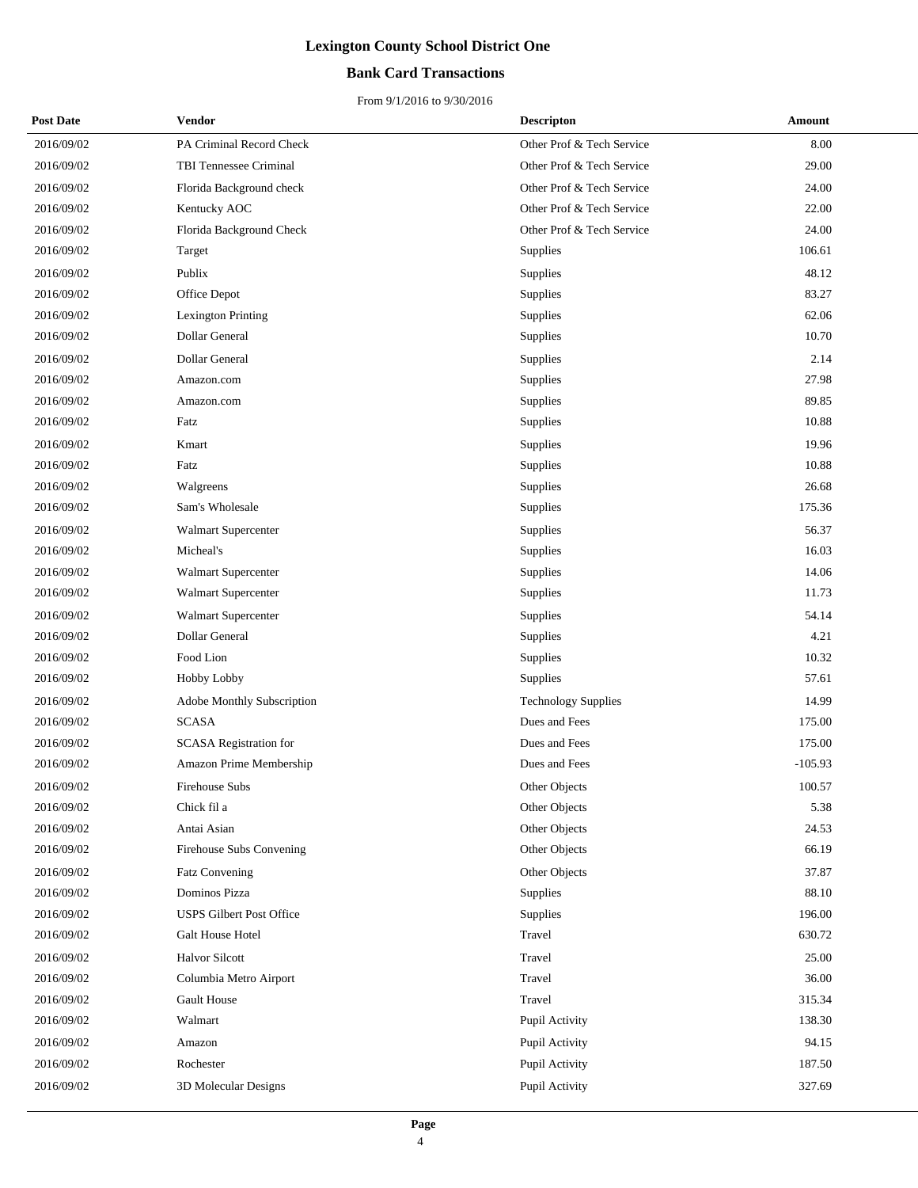# Lexington County School District One

## Bank Card Transactions

From 9/1/2016 to 9/30/2016

| Post Date | Vendor | Descripton | Amount |
|---|---|---|---|
| 2016/09/02 | PA Criminal Record Check | Other Prof & Tech Service | 8.00 |
| 2016/09/02 | TBI Tennessee Criminal | Other Prof & Tech Service | 29.00 |
| 2016/09/02 | Florida Background check | Other Prof & Tech Service | 24.00 |
| 2016/09/02 | Kentucky AOC | Other Prof & Tech Service | 22.00 |
| 2016/09/02 | Florida Background Check | Other Prof & Tech Service | 24.00 |
| 2016/09/02 | Target | Supplies | 106.61 |
| 2016/09/02 | Publix | Supplies | 48.12 |
| 2016/09/02 | Office Depot | Supplies | 83.27 |
| 2016/09/02 | Lexington Printing | Supplies | 62.06 |
| 2016/09/02 | Dollar General | Supplies | 10.70 |
| 2016/09/02 | Dollar General | Supplies | 2.14 |
| 2016/09/02 | Amazon.com | Supplies | 27.98 |
| 2016/09/02 | Amazon.com | Supplies | 89.85 |
| 2016/09/02 | Fatz | Supplies | 10.88 |
| 2016/09/02 | Kmart | Supplies | 19.96 |
| 2016/09/02 | Fatz | Supplies | 10.88 |
| 2016/09/02 | Walgreens | Supplies | 26.68 |
| 2016/09/02 | Sam's Wholesale | Supplies | 175.36 |
| 2016/09/02 | Walmart Supercenter | Supplies | 56.37 |
| 2016/09/02 | Micheal's | Supplies | 16.03 |
| 2016/09/02 | Walmart Supercenter | Supplies | 14.06 |
| 2016/09/02 | Walmart Supercenter | Supplies | 11.73 |
| 2016/09/02 | Walmart Supercenter | Supplies | 54.14 |
| 2016/09/02 | Dollar General | Supplies | 4.21 |
| 2016/09/02 | Food Lion | Supplies | 10.32 |
| 2016/09/02 | Hobby Lobby | Supplies | 57.61 |
| 2016/09/02 | Adobe Monthly Subscription | Technology Supplies | 14.99 |
| 2016/09/02 | SCASA | Dues and Fees | 175.00 |
| 2016/09/02 | SCASA Registration for | Dues and Fees | 175.00 |
| 2016/09/02 | Amazon Prime Membership | Dues and Fees | -105.93 |
| 2016/09/02 | Firehouse Subs | Other Objects | 100.57 |
| 2016/09/02 | Chick fil a | Other Objects | 5.38 |
| 2016/09/02 | Antai Asian | Other Objects | 24.53 |
| 2016/09/02 | Firehouse Subs Convening | Other Objects | 66.19 |
| 2016/09/02 | Fatz Convening | Other Objects | 37.87 |
| 2016/09/02 | Dominos Pizza | Supplies | 88.10 |
| 2016/09/02 | USPS Gilbert Post Office | Supplies | 196.00 |
| 2016/09/02 | Galt House Hotel | Travel | 630.72 |
| 2016/09/02 | Halvor Silcott | Travel | 25.00 |
| 2016/09/02 | Columbia Metro Airport | Travel | 36.00 |
| 2016/09/02 | Gault House | Travel | 315.34 |
| 2016/09/02 | Walmart | Pupil Activity | 138.30 |
| 2016/09/02 | Amazon | Pupil Activity | 94.15 |
| 2016/09/02 | Rochester | Pupil Activity | 187.50 |
| 2016/09/02 | 3D Molecular Designs | Pupil Activity | 327.69 |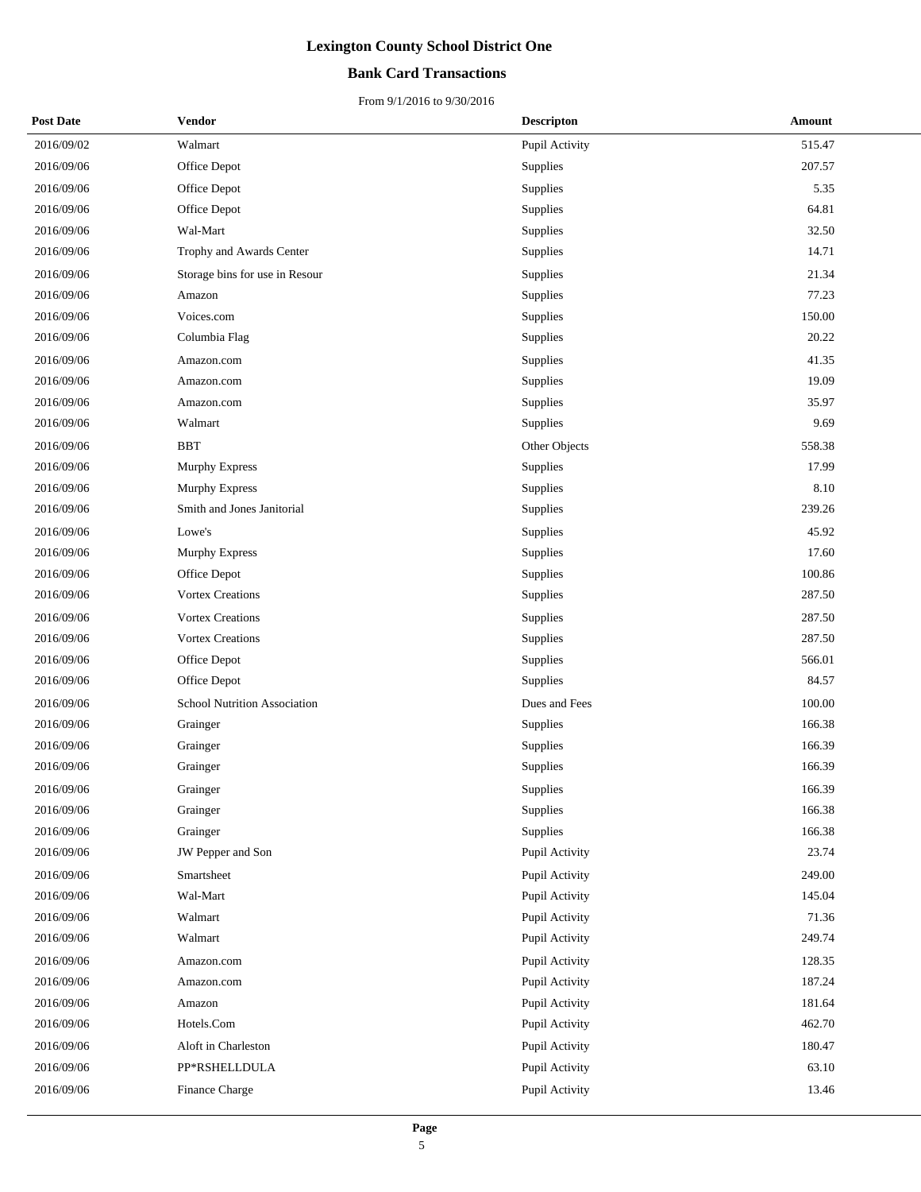# Lexington County School District One

## Bank Card Transactions

From 9/1/2016 to 9/30/2016

| Post Date | Vendor | Descripton | Amount |
|---|---|---|---|
| 2016/09/02 | Walmart | Pupil Activity | 515.47 |
| 2016/09/06 | Office Depot | Supplies | 207.57 |
| 2016/09/06 | Office Depot | Supplies | 5.35 |
| 2016/09/06 | Office Depot | Supplies | 64.81 |
| 2016/09/06 | Wal-Mart | Supplies | 32.50 |
| 2016/09/06 | Trophy and Awards Center | Supplies | 14.71 |
| 2016/09/06 | Storage bins for use in Resour | Supplies | 21.34 |
| 2016/09/06 | Amazon | Supplies | 77.23 |
| 2016/09/06 | Voices.com | Supplies | 150.00 |
| 2016/09/06 | Columbia Flag | Supplies | 20.22 |
| 2016/09/06 | Amazon.com | Supplies | 41.35 |
| 2016/09/06 | Amazon.com | Supplies | 19.09 |
| 2016/09/06 | Amazon.com | Supplies | 35.97 |
| 2016/09/06 | Walmart | Supplies | 9.69 |
| 2016/09/06 | BBT | Other Objects | 558.38 |
| 2016/09/06 | Murphy Express | Supplies | 17.99 |
| 2016/09/06 | Murphy Express | Supplies | 8.10 |
| 2016/09/06 | Smith and Jones Janitorial | Supplies | 239.26 |
| 2016/09/06 | Lowe's | Supplies | 45.92 |
| 2016/09/06 | Murphy Express | Supplies | 17.60 |
| 2016/09/06 | Office Depot | Supplies | 100.86 |
| 2016/09/06 | Vortex Creations | Supplies | 287.50 |
| 2016/09/06 | Vortex Creations | Supplies | 287.50 |
| 2016/09/06 | Vortex Creations | Supplies | 287.50 |
| 2016/09/06 | Office Depot | Supplies | 566.01 |
| 2016/09/06 | Office Depot | Supplies | 84.57 |
| 2016/09/06 | School Nutrition Association | Dues and Fees | 100.00 |
| 2016/09/06 | Grainger | Supplies | 166.38 |
| 2016/09/06 | Grainger | Supplies | 166.39 |
| 2016/09/06 | Grainger | Supplies | 166.39 |
| 2016/09/06 | Grainger | Supplies | 166.39 |
| 2016/09/06 | Grainger | Supplies | 166.38 |
| 2016/09/06 | Grainger | Supplies | 166.38 |
| 2016/09/06 | JW Pepper and Son | Pupil Activity | 23.74 |
| 2016/09/06 | Smartsheet | Pupil Activity | 249.00 |
| 2016/09/06 | Wal-Mart | Pupil Activity | 145.04 |
| 2016/09/06 | Walmart | Pupil Activity | 71.36 |
| 2016/09/06 | Walmart | Pupil Activity | 249.74 |
| 2016/09/06 | Amazon.com | Pupil Activity | 128.35 |
| 2016/09/06 | Amazon.com | Pupil Activity | 187.24 |
| 2016/09/06 | Amazon | Pupil Activity | 181.64 |
| 2016/09/06 | Hotels.Com | Pupil Activity | 462.70 |
| 2016/09/06 | Aloft in Charleston | Pupil Activity | 180.47 |
| 2016/09/06 | PP*RSHELLDULA | Pupil Activity | 63.10 |
| 2016/09/06 | Finance Charge | Pupil Activity | 13.46 |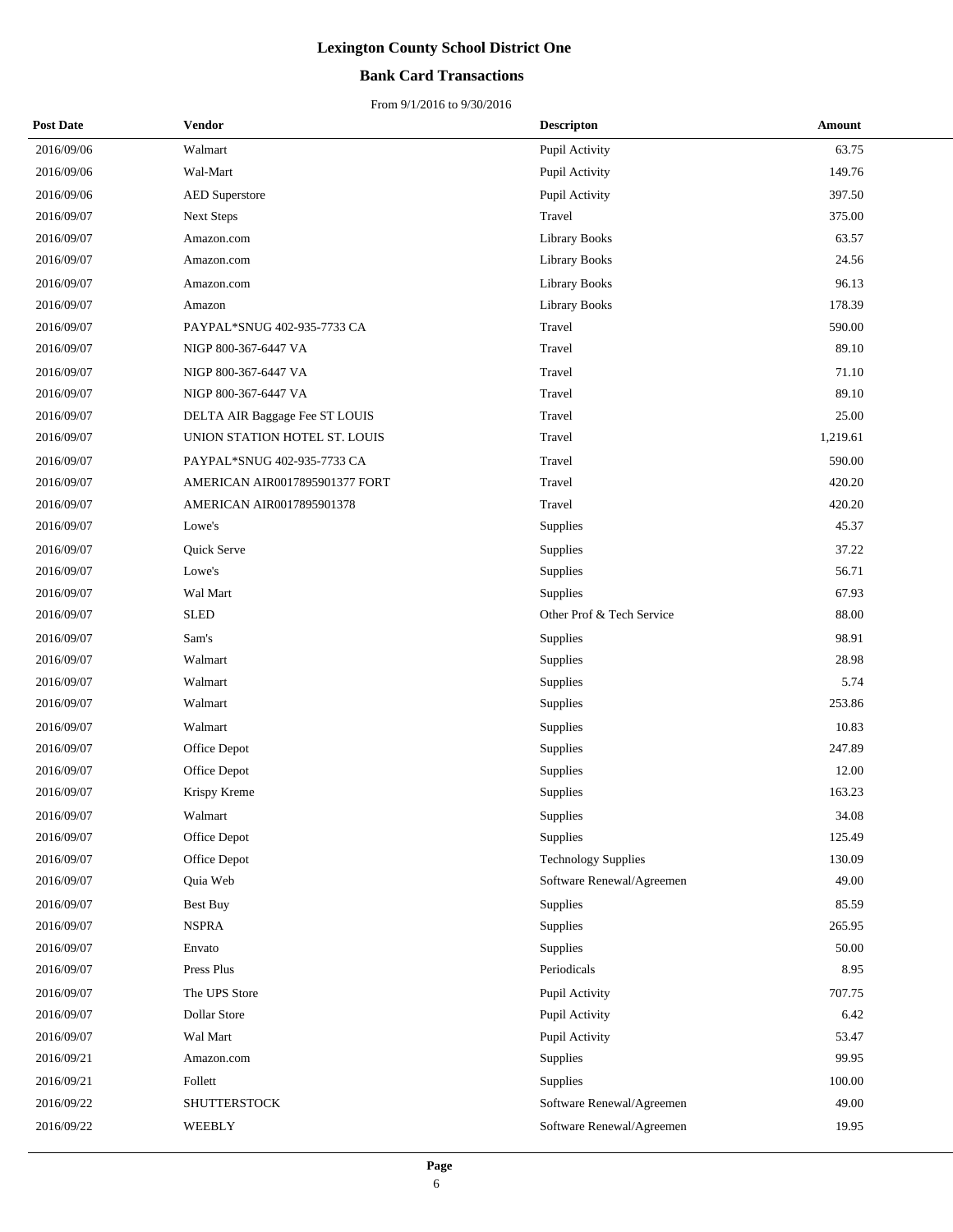# Lexington County School District One

## Bank Card Transactions

From 9/1/2016 to 9/30/2016

| Post Date | Vendor | Descripton | Amount |
|---|---|---|---|
| 2016/09/06 | Walmart | Pupil Activity | 63.75 |
| 2016/09/06 | Wal-Mart | Pupil Activity | 149.76 |
| 2016/09/06 | AED Superstore | Pupil Activity | 397.50 |
| 2016/09/07 | Next Steps | Travel | 375.00 |
| 2016/09/07 | Amazon.com | Library Books | 63.57 |
| 2016/09/07 | Amazon.com | Library Books | 24.56 |
| 2016/09/07 | Amazon.com | Library Books | 96.13 |
| 2016/09/07 | Amazon | Library Books | 178.39 |
| 2016/09/07 | PAYPAL*SNUG 402-935-7733 CA | Travel | 590.00 |
| 2016/09/07 | NIGP 800-367-6447 VA | Travel | 89.10 |
| 2016/09/07 | NIGP 800-367-6447 VA | Travel | 71.10 |
| 2016/09/07 | NIGP 800-367-6447 VA | Travel | 89.10 |
| 2016/09/07 | DELTA AIR Baggage Fee ST LOUIS | Travel | 25.00 |
| 2016/09/07 | UNION STATION HOTEL ST. LOUIS | Travel | 1,219.61 |
| 2016/09/07 | PAYPAL*SNUG 402-935-7733 CA | Travel | 590.00 |
| 2016/09/07 | AMERICAN AIR0017895901377 FORT | Travel | 420.20 |
| 2016/09/07 | AMERICAN AIR0017895901378 | Travel | 420.20 |
| 2016/09/07 | Lowe's | Supplies | 45.37 |
| 2016/09/07 | Quick Serve | Supplies | 37.22 |
| 2016/09/07 | Lowe's | Supplies | 56.71 |
| 2016/09/07 | Wal Mart | Supplies | 67.93 |
| 2016/09/07 | SLED | Other Prof & Tech Service | 88.00 |
| 2016/09/07 | Sam's | Supplies | 98.91 |
| 2016/09/07 | Walmart | Supplies | 28.98 |
| 2016/09/07 | Walmart | Supplies | 5.74 |
| 2016/09/07 | Walmart | Supplies | 253.86 |
| 2016/09/07 | Walmart | Supplies | 10.83 |
| 2016/09/07 | Office Depot | Supplies | 247.89 |
| 2016/09/07 | Office Depot | Supplies | 12.00 |
| 2016/09/07 | Krispy Kreme | Supplies | 163.23 |
| 2016/09/07 | Walmart | Supplies | 34.08 |
| 2016/09/07 | Office Depot | Supplies | 125.49 |
| 2016/09/07 | Office Depot | Technology Supplies | 130.09 |
| 2016/09/07 | Quia Web | Software Renewal/Agreemen | 49.00 |
| 2016/09/07 | Best Buy | Supplies | 85.59 |
| 2016/09/07 | NSPRA | Supplies | 265.95 |
| 2016/09/07 | Envato | Supplies | 50.00 |
| 2016/09/07 | Press Plus | Periodicals | 8.95 |
| 2016/09/07 | The UPS Store | Pupil Activity | 707.75 |
| 2016/09/07 | Dollar Store | Pupil Activity | 6.42 |
| 2016/09/07 | Wal Mart | Pupil Activity | 53.47 |
| 2016/09/21 | Amazon.com | Supplies | 99.95 |
| 2016/09/21 | Follett | Supplies | 100.00 |
| 2016/09/22 | SHUTTERSTOCK | Software Renewal/Agreemen | 49.00 |
| 2016/09/22 | WEEBLY | Software Renewal/Agreemen | 19.95 |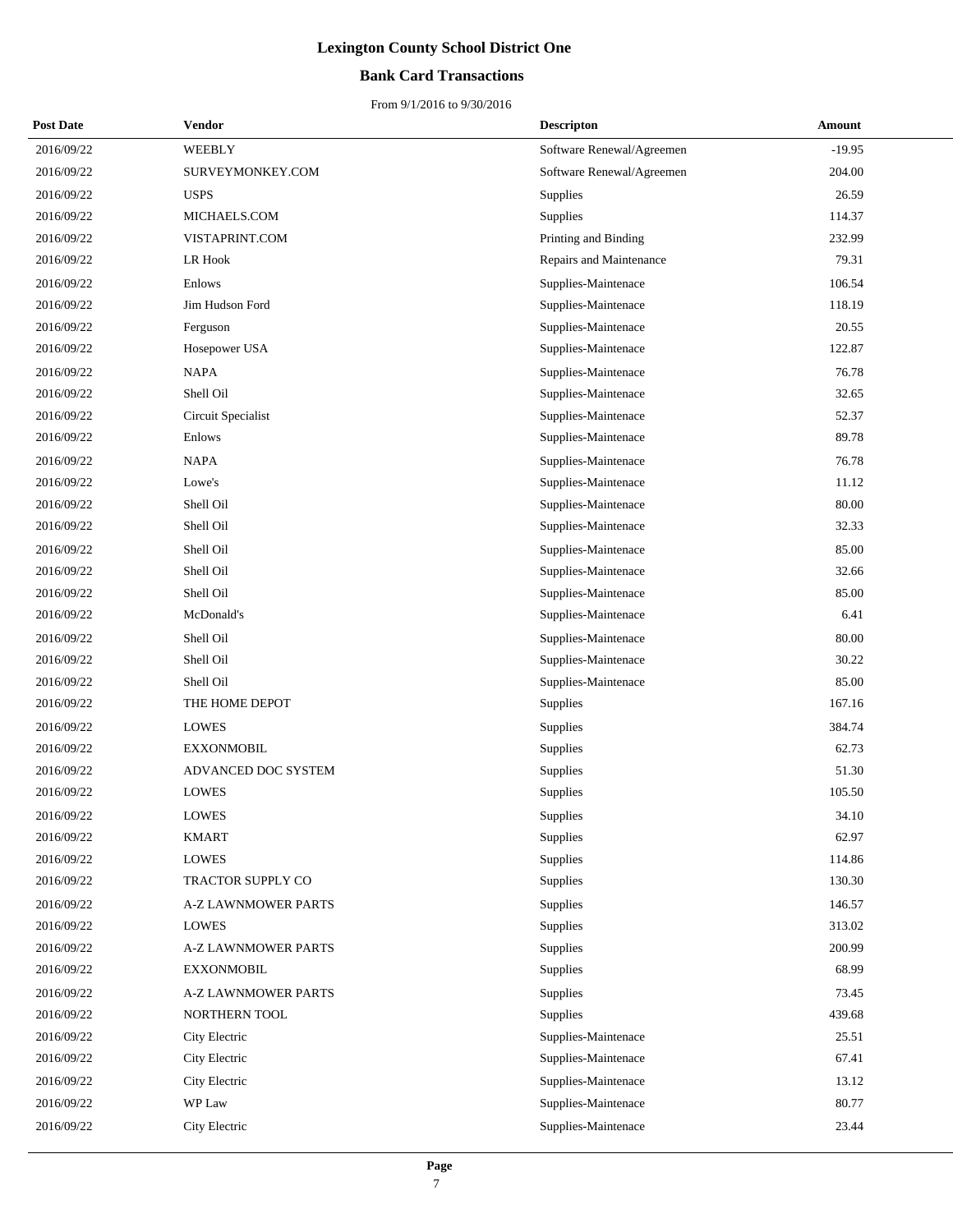# Lexington County School District One

## Bank Card Transactions

From 9/1/2016 to 9/30/2016

| Post Date | Vendor | Descripton | Amount |
|---|---|---|---|
| 2016/09/22 | WEEBLY | Software Renewal/Agreemen | -19.95 |
| 2016/09/22 | SURVEYMONKEY.COM | Software Renewal/Agreemen | 204.00 |
| 2016/09/22 | USPS | Supplies | 26.59 |
| 2016/09/22 | MICHAELS.COM | Supplies | 114.37 |
| 2016/09/22 | VISTAPRINT.COM | Printing and Binding | 232.99 |
| 2016/09/22 | LR Hook | Repairs and Maintenance | 79.31 |
| 2016/09/22 | Enlows | Supplies-Maintenace | 106.54 |
| 2016/09/22 | Jim Hudson Ford | Supplies-Maintenace | 118.19 |
| 2016/09/22 | Ferguson | Supplies-Maintenace | 20.55 |
| 2016/09/22 | Hosepower USA | Supplies-Maintenace | 122.87 |
| 2016/09/22 | NAPA | Supplies-Maintenace | 76.78 |
| 2016/09/22 | Shell Oil | Supplies-Maintenace | 32.65 |
| 2016/09/22 | Circuit Specialist | Supplies-Maintenace | 52.37 |
| 2016/09/22 | Enlows | Supplies-Maintenace | 89.78 |
| 2016/09/22 | NAPA | Supplies-Maintenace | 76.78 |
| 2016/09/22 | Lowe's | Supplies-Maintenace | 11.12 |
| 2016/09/22 | Shell Oil | Supplies-Maintenace | 80.00 |
| 2016/09/22 | Shell Oil | Supplies-Maintenace | 32.33 |
| 2016/09/22 | Shell Oil | Supplies-Maintenace | 85.00 |
| 2016/09/22 | Shell Oil | Supplies-Maintenace | 32.66 |
| 2016/09/22 | Shell Oil | Supplies-Maintenace | 85.00 |
| 2016/09/22 | McDonald's | Supplies-Maintenace | 6.41 |
| 2016/09/22 | Shell Oil | Supplies-Maintenace | 80.00 |
| 2016/09/22 | Shell Oil | Supplies-Maintenace | 30.22 |
| 2016/09/22 | Shell Oil | Supplies-Maintenace | 85.00 |
| 2016/09/22 | THE HOME DEPOT | Supplies | 167.16 |
| 2016/09/22 | LOWES | Supplies | 384.74 |
| 2016/09/22 | EXXONMOBIL | Supplies | 62.73 |
| 2016/09/22 | ADVANCED DOC SYSTEM | Supplies | 51.30 |
| 2016/09/22 | LOWES | Supplies | 105.50 |
| 2016/09/22 | LOWES | Supplies | 34.10 |
| 2016/09/22 | KMART | Supplies | 62.97 |
| 2016/09/22 | LOWES | Supplies | 114.86 |
| 2016/09/22 | TRACTOR SUPPLY CO | Supplies | 130.30 |
| 2016/09/22 | A-Z LAWNMOWER PARTS | Supplies | 146.57 |
| 2016/09/22 | LOWES | Supplies | 313.02 |
| 2016/09/22 | A-Z LAWNMOWER PARTS | Supplies | 200.99 |
| 2016/09/22 | EXXONMOBIL | Supplies | 68.99 |
| 2016/09/22 | A-Z LAWNMOWER PARTS | Supplies | 73.45 |
| 2016/09/22 | NORTHERN TOOL | Supplies | 439.68 |
| 2016/09/22 | City Electric | Supplies-Maintenace | 25.51 |
| 2016/09/22 | City Electric | Supplies-Maintenace | 67.41 |
| 2016/09/22 | City Electric | Supplies-Maintenace | 13.12 |
| 2016/09/22 | WP Law | Supplies-Maintenace | 80.77 |
| 2016/09/22 | City Electric | Supplies-Maintenace | 23.44 |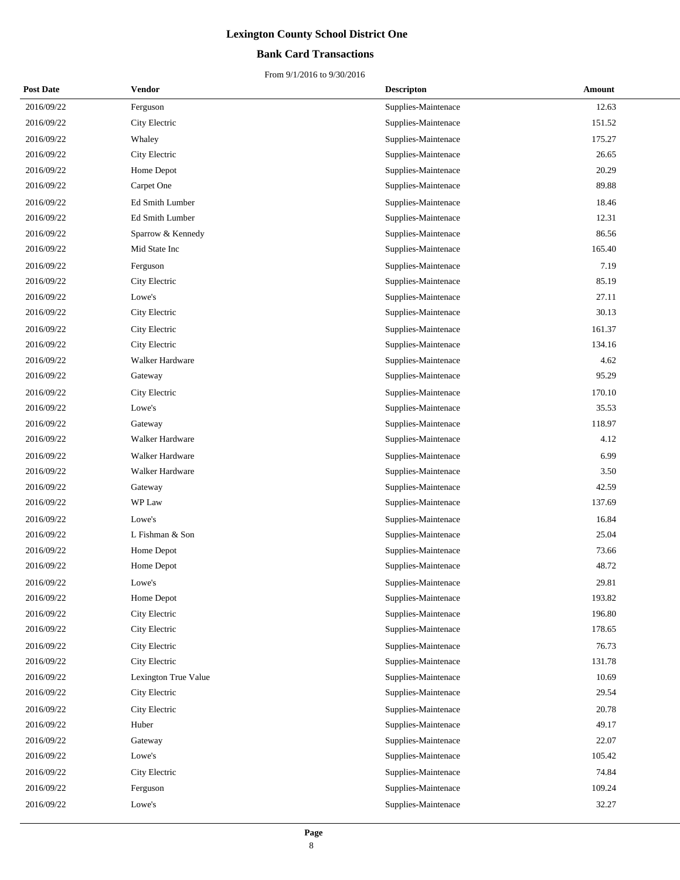# Lexington County School District One

## Bank Card Transactions

From 9/1/2016 to 9/30/2016

| Post Date | Vendor | Descripton | Amount |
|---|---|---|---|
| 2016/09/22 | Ferguson | Supplies-Maintenace | 12.63 |
| 2016/09/22 | City Electric | Supplies-Maintenace | 151.52 |
| 2016/09/22 | Whaley | Supplies-Maintenace | 175.27 |
| 2016/09/22 | City Electric | Supplies-Maintenace | 26.65 |
| 2016/09/22 | Home Depot | Supplies-Maintenace | 20.29 |
| 2016/09/22 | Carpet One | Supplies-Maintenace | 89.88 |
| 2016/09/22 | Ed Smith Lumber | Supplies-Maintenace | 18.46 |
| 2016/09/22 | Ed Smith Lumber | Supplies-Maintenace | 12.31 |
| 2016/09/22 | Sparrow & Kennedy | Supplies-Maintenace | 86.56 |
| 2016/09/22 | Mid State Inc | Supplies-Maintenace | 165.40 |
| 2016/09/22 | Ferguson | Supplies-Maintenace | 7.19 |
| 2016/09/22 | City Electric | Supplies-Maintenace | 85.19 |
| 2016/09/22 | Lowe's | Supplies-Maintenace | 27.11 |
| 2016/09/22 | City Electric | Supplies-Maintenace | 30.13 |
| 2016/09/22 | City Electric | Supplies-Maintenace | 161.37 |
| 2016/09/22 | City Electric | Supplies-Maintenace | 134.16 |
| 2016/09/22 | Walker Hardware | Supplies-Maintenace | 4.62 |
| 2016/09/22 | Gateway | Supplies-Maintenace | 95.29 |
| 2016/09/22 | City Electric | Supplies-Maintenace | 170.10 |
| 2016/09/22 | Lowe's | Supplies-Maintenace | 35.53 |
| 2016/09/22 | Gateway | Supplies-Maintenace | 118.97 |
| 2016/09/22 | Walker Hardware | Supplies-Maintenace | 4.12 |
| 2016/09/22 | Walker Hardware | Supplies-Maintenace | 6.99 |
| 2016/09/22 | Walker Hardware | Supplies-Maintenace | 3.50 |
| 2016/09/22 | Gateway | Supplies-Maintenace | 42.59 |
| 2016/09/22 | WP Law | Supplies-Maintenace | 137.69 |
| 2016/09/22 | Lowe's | Supplies-Maintenace | 16.84 |
| 2016/09/22 | L Fishman & Son | Supplies-Maintenace | 25.04 |
| 2016/09/22 | Home Depot | Supplies-Maintenace | 73.66 |
| 2016/09/22 | Home Depot | Supplies-Maintenace | 48.72 |
| 2016/09/22 | Lowe's | Supplies-Maintenace | 29.81 |
| 2016/09/22 | Home Depot | Supplies-Maintenace | 193.82 |
| 2016/09/22 | City Electric | Supplies-Maintenace | 196.80 |
| 2016/09/22 | City Electric | Supplies-Maintenace | 178.65 |
| 2016/09/22 | City Electric | Supplies-Maintenace | 76.73 |
| 2016/09/22 | City Electric | Supplies-Maintenace | 131.78 |
| 2016/09/22 | Lexington True Value | Supplies-Maintenace | 10.69 |
| 2016/09/22 | City Electric | Supplies-Maintenace | 29.54 |
| 2016/09/22 | City Electric | Supplies-Maintenace | 20.78 |
| 2016/09/22 | Huber | Supplies-Maintenace | 49.17 |
| 2016/09/22 | Gateway | Supplies-Maintenace | 22.07 |
| 2016/09/22 | Lowe's | Supplies-Maintenace | 105.42 |
| 2016/09/22 | City Electric | Supplies-Maintenace | 74.84 |
| 2016/09/22 | Ferguson | Supplies-Maintenace | 109.24 |
| 2016/09/22 | Lowe's | Supplies-Maintenace | 32.27 |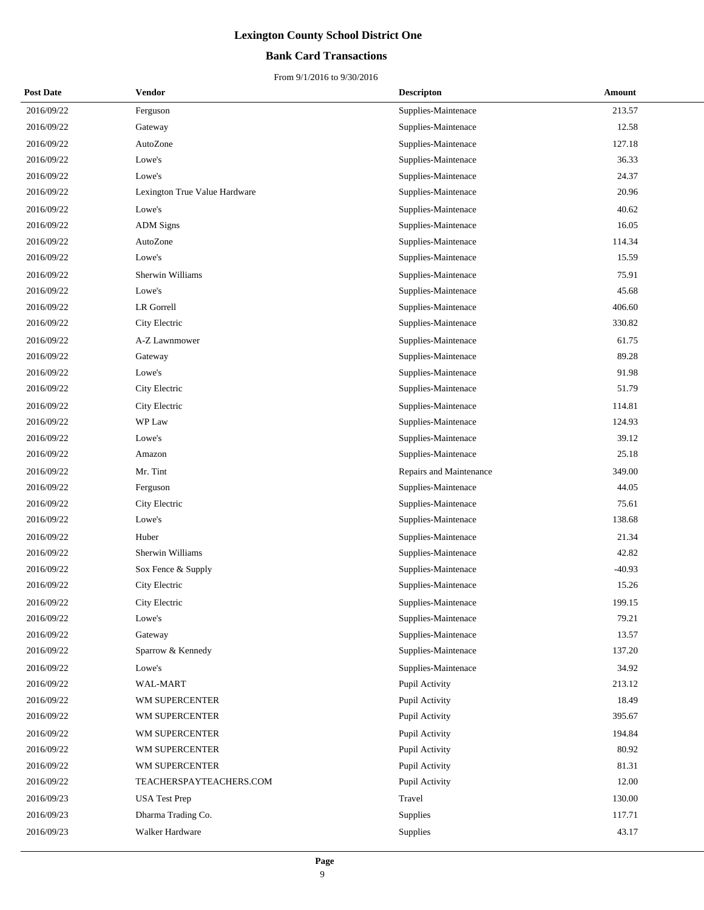# Lexington County School District One

## Bank Card Transactions

From 9/1/2016 to 9/30/2016

| Post Date | Vendor | Descripton | Amount |
|---|---|---|---|
| 2016/09/22 | Ferguson | Supplies-Maintenace | 213.57 |
| 2016/09/22 | Gateway | Supplies-Maintenace | 12.58 |
| 2016/09/22 | AutoZone | Supplies-Maintenace | 127.18 |
| 2016/09/22 | Lowe's | Supplies-Maintenace | 36.33 |
| 2016/09/22 | Lowe's | Supplies-Maintenace | 24.37 |
| 2016/09/22 | Lexington True Value Hardware | Supplies-Maintenace | 20.96 |
| 2016/09/22 | Lowe's | Supplies-Maintenace | 40.62 |
| 2016/09/22 | ADM Signs | Supplies-Maintenace | 16.05 |
| 2016/09/22 | AutoZone | Supplies-Maintenace | 114.34 |
| 2016/09/22 | Lowe's | Supplies-Maintenace | 15.59 |
| 2016/09/22 | Sherwin Williams | Supplies-Maintenace | 75.91 |
| 2016/09/22 | Lowe's | Supplies-Maintenace | 45.68 |
| 2016/09/22 | LR Gorrell | Supplies-Maintenace | 406.60 |
| 2016/09/22 | City Electric | Supplies-Maintenace | 330.82 |
| 2016/09/22 | A-Z Lawnmower | Supplies-Maintenace | 61.75 |
| 2016/09/22 | Gateway | Supplies-Maintenace | 89.28 |
| 2016/09/22 | Lowe's | Supplies-Maintenace | 91.98 |
| 2016/09/22 | City Electric | Supplies-Maintenace | 51.79 |
| 2016/09/22 | City Electric | Supplies-Maintenace | 114.81 |
| 2016/09/22 | WP Law | Supplies-Maintenace | 124.93 |
| 2016/09/22 | Lowe's | Supplies-Maintenace | 39.12 |
| 2016/09/22 | Amazon | Supplies-Maintenace | 25.18 |
| 2016/09/22 | Mr. Tint | Repairs and Maintenance | 349.00 |
| 2016/09/22 | Ferguson | Supplies-Maintenace | 44.05 |
| 2016/09/22 | City Electric | Supplies-Maintenace | 75.61 |
| 2016/09/22 | Lowe's | Supplies-Maintenace | 138.68 |
| 2016/09/22 | Huber | Supplies-Maintenace | 21.34 |
| 2016/09/22 | Sherwin Williams | Supplies-Maintenace | 42.82 |
| 2016/09/22 | Sox Fence & Supply | Supplies-Maintenace | -40.93 |
| 2016/09/22 | City Electric | Supplies-Maintenace | 15.26 |
| 2016/09/22 | City Electric | Supplies-Maintenace | 199.15 |
| 2016/09/22 | Lowe's | Supplies-Maintenace | 79.21 |
| 2016/09/22 | Gateway | Supplies-Maintenace | 13.57 |
| 2016/09/22 | Sparrow & Kennedy | Supplies-Maintenace | 137.20 |
| 2016/09/22 | Lowe's | Supplies-Maintenace | 34.92 |
| 2016/09/22 | WAL-MART | Pupil Activity | 213.12 |
| 2016/09/22 | WM SUPERCENTER | Pupil Activity | 18.49 |
| 2016/09/22 | WM SUPERCENTER | Pupil Activity | 395.67 |
| 2016/09/22 | WM SUPERCENTER | Pupil Activity | 194.84 |
| 2016/09/22 | WM SUPERCENTER | Pupil Activity | 80.92 |
| 2016/09/22 | WM SUPERCENTER | Pupil Activity | 81.31 |
| 2016/09/22 | TEACHERSPAYTEACHERS.COM | Pupil Activity | 12.00 |
| 2016/09/23 | USA Test Prep | Travel | 130.00 |
| 2016/09/23 | Dharma Trading Co. | Supplies | 117.71 |
| 2016/09/23 | Walker Hardware | Supplies | 43.17 |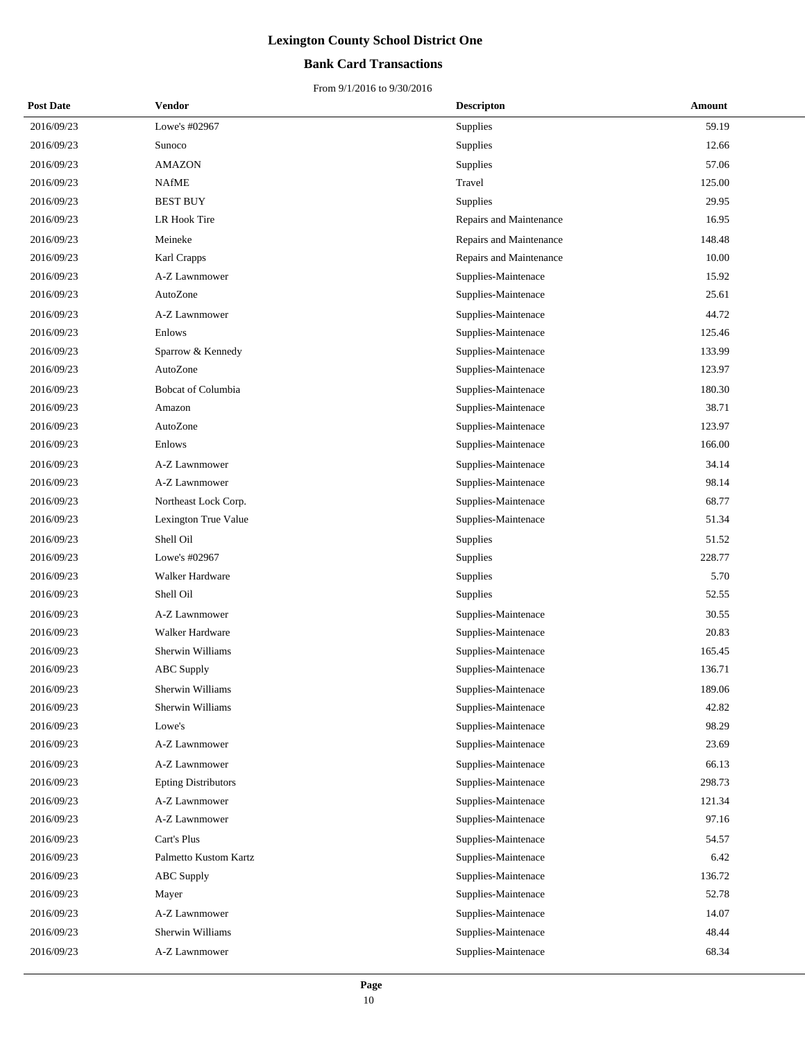# Lexington County School District One

## Bank Card Transactions

From 9/1/2016 to 9/30/2016

| Post Date | Vendor | Descripton | Amount |
|---|---|---|---|
| 2016/09/23 | Lowe's #02967 | Supplies | 59.19 |
| 2016/09/23 | Sunoco | Supplies | 12.66 |
| 2016/09/23 | AMAZON | Supplies | 57.06 |
| 2016/09/23 | NAfME | Travel | 125.00 |
| 2016/09/23 | BEST BUY | Supplies | 29.95 |
| 2016/09/23 | LR Hook Tire | Repairs and Maintenance | 16.95 |
| 2016/09/23 | Meineke | Repairs and Maintenance | 148.48 |
| 2016/09/23 | Karl Crapps | Repairs and Maintenance | 10.00 |
| 2016/09/23 | A-Z Lawnmower | Supplies-Maintenace | 15.92 |
| 2016/09/23 | AutoZone | Supplies-Maintenace | 25.61 |
| 2016/09/23 | A-Z Lawnmower | Supplies-Maintenace | 44.72 |
| 2016/09/23 | Enlows | Supplies-Maintenace | 125.46 |
| 2016/09/23 | Sparrow & Kennedy | Supplies-Maintenace | 133.99 |
| 2016/09/23 | AutoZone | Supplies-Maintenace | 123.97 |
| 2016/09/23 | Bobcat of Columbia | Supplies-Maintenace | 180.30 |
| 2016/09/23 | Amazon | Supplies-Maintenace | 38.71 |
| 2016/09/23 | AutoZone | Supplies-Maintenace | 123.97 |
| 2016/09/23 | Enlows | Supplies-Maintenace | 166.00 |
| 2016/09/23 | A-Z Lawnmower | Supplies-Maintenace | 34.14 |
| 2016/09/23 | A-Z Lawnmower | Supplies-Maintenace | 98.14 |
| 2016/09/23 | Northeast Lock Corp. | Supplies-Maintenace | 68.77 |
| 2016/09/23 | Lexington True Value | Supplies-Maintenace | 51.34 |
| 2016/09/23 | Shell Oil | Supplies | 51.52 |
| 2016/09/23 | Lowe's #02967 | Supplies | 228.77 |
| 2016/09/23 | Walker Hardware | Supplies | 5.70 |
| 2016/09/23 | Shell Oil | Supplies | 52.55 |
| 2016/09/23 | A-Z Lawnmower | Supplies-Maintenace | 30.55 |
| 2016/09/23 | Walker Hardware | Supplies-Maintenace | 20.83 |
| 2016/09/23 | Sherwin Williams | Supplies-Maintenace | 165.45 |
| 2016/09/23 | ABC Supply | Supplies-Maintenace | 136.71 |
| 2016/09/23 | Sherwin Williams | Supplies-Maintenace | 189.06 |
| 2016/09/23 | Sherwin Williams | Supplies-Maintenace | 42.82 |
| 2016/09/23 | Lowe's | Supplies-Maintenace | 98.29 |
| 2016/09/23 | A-Z Lawnmower | Supplies-Maintenace | 23.69 |
| 2016/09/23 | A-Z Lawnmower | Supplies-Maintenace | 66.13 |
| 2016/09/23 | Epting Distributors | Supplies-Maintenace | 298.73 |
| 2016/09/23 | A-Z Lawnmower | Supplies-Maintenace | 121.34 |
| 2016/09/23 | A-Z Lawnmower | Supplies-Maintenace | 97.16 |
| 2016/09/23 | Cart's Plus | Supplies-Maintenace | 54.57 |
| 2016/09/23 | Palmetto Kustom Kartz | Supplies-Maintenace | 6.42 |
| 2016/09/23 | ABC Supply | Supplies-Maintenace | 136.72 |
| 2016/09/23 | Mayer | Supplies-Maintenace | 52.78 |
| 2016/09/23 | A-Z Lawnmower | Supplies-Maintenace | 14.07 |
| 2016/09/23 | Sherwin Williams | Supplies-Maintenace | 48.44 |
| 2016/09/23 | A-Z Lawnmower | Supplies-Maintenace | 68.34 |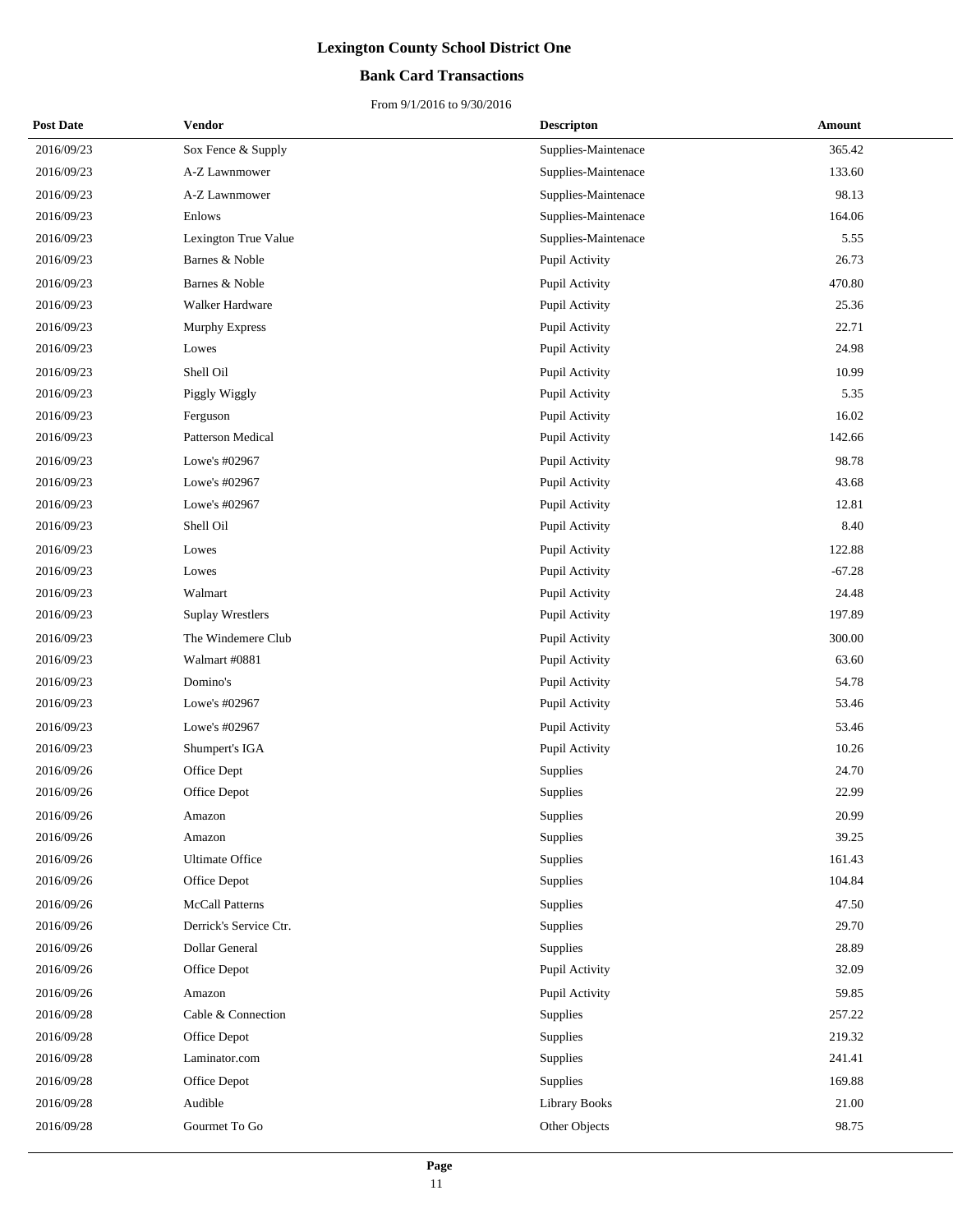# Lexington County School District One

## Bank Card Transactions

From 9/1/2016 to 9/30/2016

| Post Date | Vendor | Descripton | Amount |
|---|---|---|---|
| 2016/09/23 | Sox Fence & Supply | Supplies-Maintenace | 365.42 |
| 2016/09/23 | A-Z Lawnmower | Supplies-Maintenace | 133.60 |
| 2016/09/23 | A-Z Lawnmower | Supplies-Maintenace | 98.13 |
| 2016/09/23 | Enlows | Supplies-Maintenace | 164.06 |
| 2016/09/23 | Lexington True Value | Supplies-Maintenace | 5.55 |
| 2016/09/23 | Barnes & Noble | Pupil Activity | 26.73 |
| 2016/09/23 | Barnes & Noble | Pupil Activity | 470.80 |
| 2016/09/23 | Walker Hardware | Pupil Activity | 25.36 |
| 2016/09/23 | Murphy Express | Pupil Activity | 22.71 |
| 2016/09/23 | Lowes | Pupil Activity | 24.98 |
| 2016/09/23 | Shell Oil | Pupil Activity | 10.99 |
| 2016/09/23 | Piggly Wiggly | Pupil Activity | 5.35 |
| 2016/09/23 | Ferguson | Pupil Activity | 16.02 |
| 2016/09/23 | Patterson Medical | Pupil Activity | 142.66 |
| 2016/09/23 | Lowe's #02967 | Pupil Activity | 98.78 |
| 2016/09/23 | Lowe's #02967 | Pupil Activity | 43.68 |
| 2016/09/23 | Lowe's #02967 | Pupil Activity | 12.81 |
| 2016/09/23 | Shell Oil | Pupil Activity | 8.40 |
| 2016/09/23 | Lowes | Pupil Activity | 122.88 |
| 2016/09/23 | Lowes | Pupil Activity | -67.28 |
| 2016/09/23 | Walmart | Pupil Activity | 24.48 |
| 2016/09/23 | Suplay Wrestlers | Pupil Activity | 197.89 |
| 2016/09/23 | The Windemere Club | Pupil Activity | 300.00 |
| 2016/09/23 | Walmart #0881 | Pupil Activity | 63.60 |
| 2016/09/23 | Domino's | Pupil Activity | 54.78 |
| 2016/09/23 | Lowe's #02967 | Pupil Activity | 53.46 |
| 2016/09/23 | Lowe's #02967 | Pupil Activity | 53.46 |
| 2016/09/23 | Shumpert's IGA | Pupil Activity | 10.26 |
| 2016/09/26 | Office Dept | Supplies | 24.70 |
| 2016/09/26 | Office Depot | Supplies | 22.99 |
| 2016/09/26 | Amazon | Supplies | 20.99 |
| 2016/09/26 | Amazon | Supplies | 39.25 |
| 2016/09/26 | Ultimate Office | Supplies | 161.43 |
| 2016/09/26 | Office Depot | Supplies | 104.84 |
| 2016/09/26 | McCall Patterns | Supplies | 47.50 |
| 2016/09/26 | Derrick's Service Ctr. | Supplies | 29.70 |
| 2016/09/26 | Dollar General | Supplies | 28.89 |
| 2016/09/26 | Office Depot | Pupil Activity | 32.09 |
| 2016/09/26 | Amazon | Pupil Activity | 59.85 |
| 2016/09/28 | Cable & Connection | Supplies | 257.22 |
| 2016/09/28 | Office Depot | Supplies | 219.32 |
| 2016/09/28 | Laminator.com | Supplies | 241.41 |
| 2016/09/28 | Office Depot | Supplies | 169.88 |
| 2016/09/28 | Audible | Library Books | 21.00 |
| 2016/09/28 | Gourmet To Go | Other Objects | 98.75 |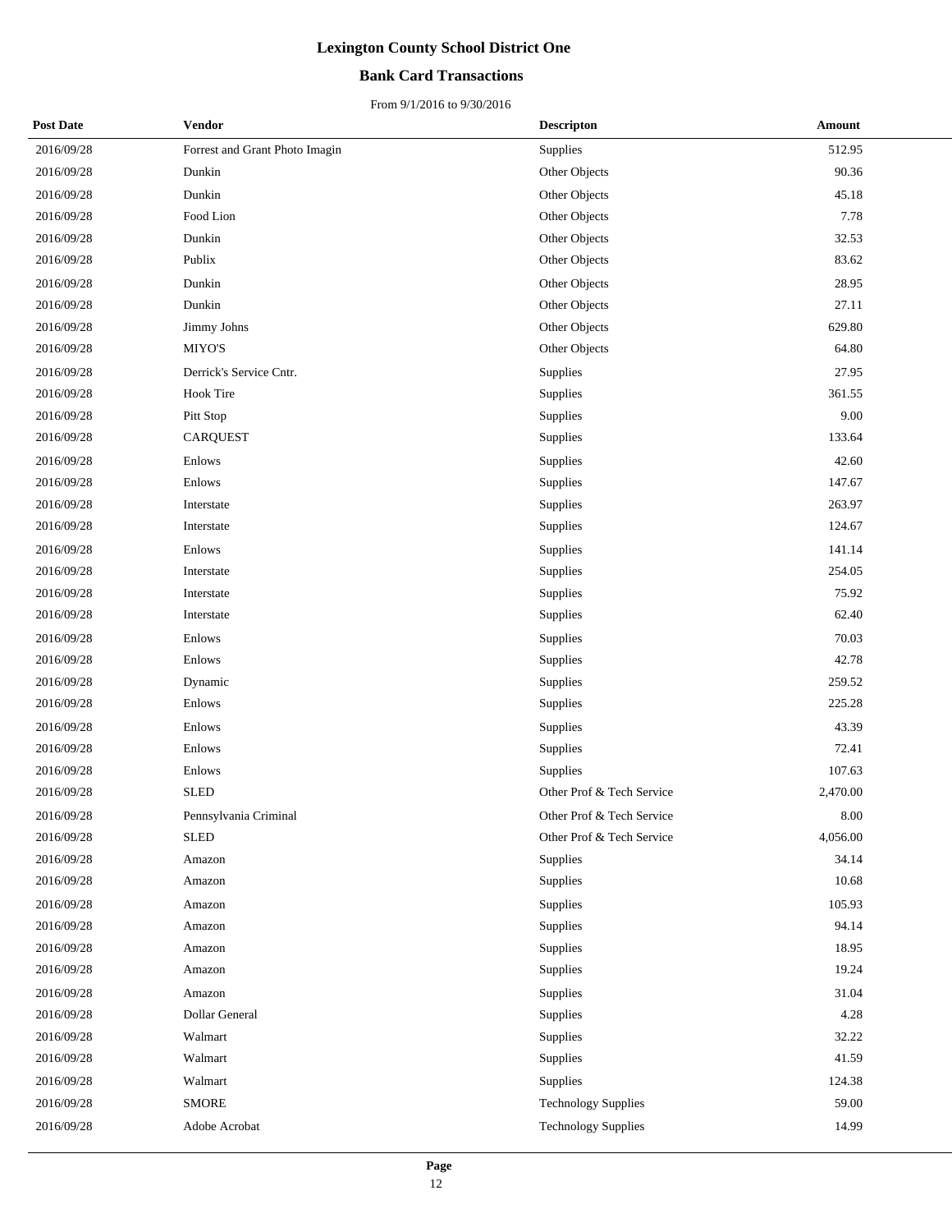# Lexington County School District One

## Bank Card Transactions

From 9/1/2016 to 9/30/2016

| Post Date | Vendor | Descripton | Amount |
|---|---|---|---|
| 2016/09/28 | Forrest and Grant Photo Imagin | Supplies | 512.95 |
| 2016/09/28 | Dunkin | Other Objects | 90.36 |
| 2016/09/28 | Dunkin | Other Objects | 45.18 |
| 2016/09/28 | Food Lion | Other Objects | 7.78 |
| 2016/09/28 | Dunkin | Other Objects | 32.53 |
| 2016/09/28 | Publix | Other Objects | 83.62 |
| 2016/09/28 | Dunkin | Other Objects | 28.95 |
| 2016/09/28 | Dunkin | Other Objects | 27.11 |
| 2016/09/28 | Jimmy Johns | Other Objects | 629.80 |
| 2016/09/28 | MIYO'S | Other Objects | 64.80 |
| 2016/09/28 | Derrick's Service Cntr. | Supplies | 27.95 |
| 2016/09/28 | Hook Tire | Supplies | 361.55 |
| 2016/09/28 | Pitt Stop | Supplies | 9.00 |
| 2016/09/28 | CARQUEST | Supplies | 133.64 |
| 2016/09/28 | Enlows | Supplies | 42.60 |
| 2016/09/28 | Enlows | Supplies | 147.67 |
| 2016/09/28 | Interstate | Supplies | 263.97 |
| 2016/09/28 | Interstate | Supplies | 124.67 |
| 2016/09/28 | Enlows | Supplies | 141.14 |
| 2016/09/28 | Interstate | Supplies | 254.05 |
| 2016/09/28 | Interstate | Supplies | 75.92 |
| 2016/09/28 | Interstate | Supplies | 62.40 |
| 2016/09/28 | Enlows | Supplies | 70.03 |
| 2016/09/28 | Enlows | Supplies | 42.78 |
| 2016/09/28 | Dynamic | Supplies | 259.52 |
| 2016/09/28 | Enlows | Supplies | 225.28 |
| 2016/09/28 | Enlows | Supplies | 43.39 |
| 2016/09/28 | Enlows | Supplies | 72.41 |
| 2016/09/28 | Enlows | Supplies | 107.63 |
| 2016/09/28 | SLED | Other Prof & Tech Service | 2,470.00 |
| 2016/09/28 | Pennsylvania Criminal | Other Prof & Tech Service | 8.00 |
| 2016/09/28 | SLED | Other Prof & Tech Service | 4,056.00 |
| 2016/09/28 | Amazon | Supplies | 34.14 |
| 2016/09/28 | Amazon | Supplies | 10.68 |
| 2016/09/28 | Amazon | Supplies | 105.93 |
| 2016/09/28 | Amazon | Supplies | 94.14 |
| 2016/09/28 | Amazon | Supplies | 18.95 |
| 2016/09/28 | Amazon | Supplies | 19.24 |
| 2016/09/28 | Amazon | Supplies | 31.04 |
| 2016/09/28 | Dollar General | Supplies | 4.28 |
| 2016/09/28 | Walmart | Supplies | 32.22 |
| 2016/09/28 | Walmart | Supplies | 41.59 |
| 2016/09/28 | Walmart | Supplies | 124.38 |
| 2016/09/28 | SMORE | Technology Supplies | 59.00 |
| 2016/09/28 | Adobe Acrobat | Technology Supplies | 14.99 |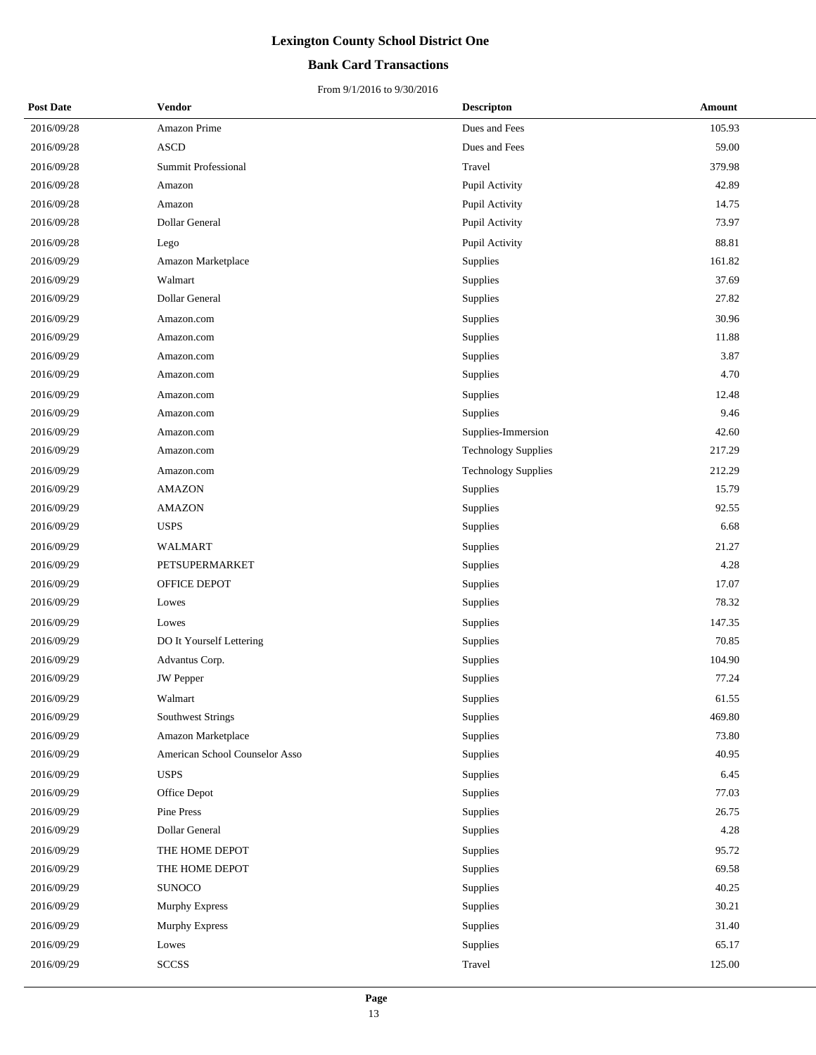# Lexington County School District One

## Bank Card Transactions

From 9/1/2016 to 9/30/2016

| Post Date | Vendor | Descripton | Amount |
|---|---|---|---|
| 2016/09/28 | Amazon Prime | Dues and Fees | 105.93 |
| 2016/09/28 | ASCD | Dues and Fees | 59.00 |
| 2016/09/28 | Summit Professional | Travel | 379.98 |
| 2016/09/28 | Amazon | Pupil Activity | 42.89 |
| 2016/09/28 | Amazon | Pupil Activity | 14.75 |
| 2016/09/28 | Dollar General | Pupil Activity | 73.97 |
| 2016/09/28 | Lego | Pupil Activity | 88.81 |
| 2016/09/29 | Amazon Marketplace | Supplies | 161.82 |
| 2016/09/29 | Walmart | Supplies | 37.69 |
| 2016/09/29 | Dollar General | Supplies | 27.82 |
| 2016/09/29 | Amazon.com | Supplies | 30.96 |
| 2016/09/29 | Amazon.com | Supplies | 11.88 |
| 2016/09/29 | Amazon.com | Supplies | 3.87 |
| 2016/09/29 | Amazon.com | Supplies | 4.70 |
| 2016/09/29 | Amazon.com | Supplies | 12.48 |
| 2016/09/29 | Amazon.com | Supplies | 9.46 |
| 2016/09/29 | Amazon.com | Supplies-Immersion | 42.60 |
| 2016/09/29 | Amazon.com | Technology Supplies | 217.29 |
| 2016/09/29 | Amazon.com | Technology Supplies | 212.29 |
| 2016/09/29 | AMAZON | Supplies | 15.79 |
| 2016/09/29 | AMAZON | Supplies | 92.55 |
| 2016/09/29 | USPS | Supplies | 6.68 |
| 2016/09/29 | WALMART | Supplies | 21.27 |
| 2016/09/29 | PETSUPERMARKET | Supplies | 4.28 |
| 2016/09/29 | OFFICE DEPOT | Supplies | 17.07 |
| 2016/09/29 | Lowes | Supplies | 78.32 |
| 2016/09/29 | Lowes | Supplies | 147.35 |
| 2016/09/29 | DO It Yourself Lettering | Supplies | 70.85 |
| 2016/09/29 | Advantus Corp. | Supplies | 104.90 |
| 2016/09/29 | JW Pepper | Supplies | 77.24 |
| 2016/09/29 | Walmart | Supplies | 61.55 |
| 2016/09/29 | Southwest Strings | Supplies | 469.80 |
| 2016/09/29 | Amazon Marketplace | Supplies | 73.80 |
| 2016/09/29 | American School Counselor Asso | Supplies | 40.95 |
| 2016/09/29 | USPS | Supplies | 6.45 |
| 2016/09/29 | Office Depot | Supplies | 77.03 |
| 2016/09/29 | Pine Press | Supplies | 26.75 |
| 2016/09/29 | Dollar General | Supplies | 4.28 |
| 2016/09/29 | THE HOME DEPOT | Supplies | 95.72 |
| 2016/09/29 | THE HOME DEPOT | Supplies | 69.58 |
| 2016/09/29 | SUNOCO | Supplies | 40.25 |
| 2016/09/29 | Murphy Express | Supplies | 30.21 |
| 2016/09/29 | Murphy Express | Supplies | 31.40 |
| 2016/09/29 | Lowes | Supplies | 65.17 |
| 2016/09/29 | SCCSS | Travel | 125.00 |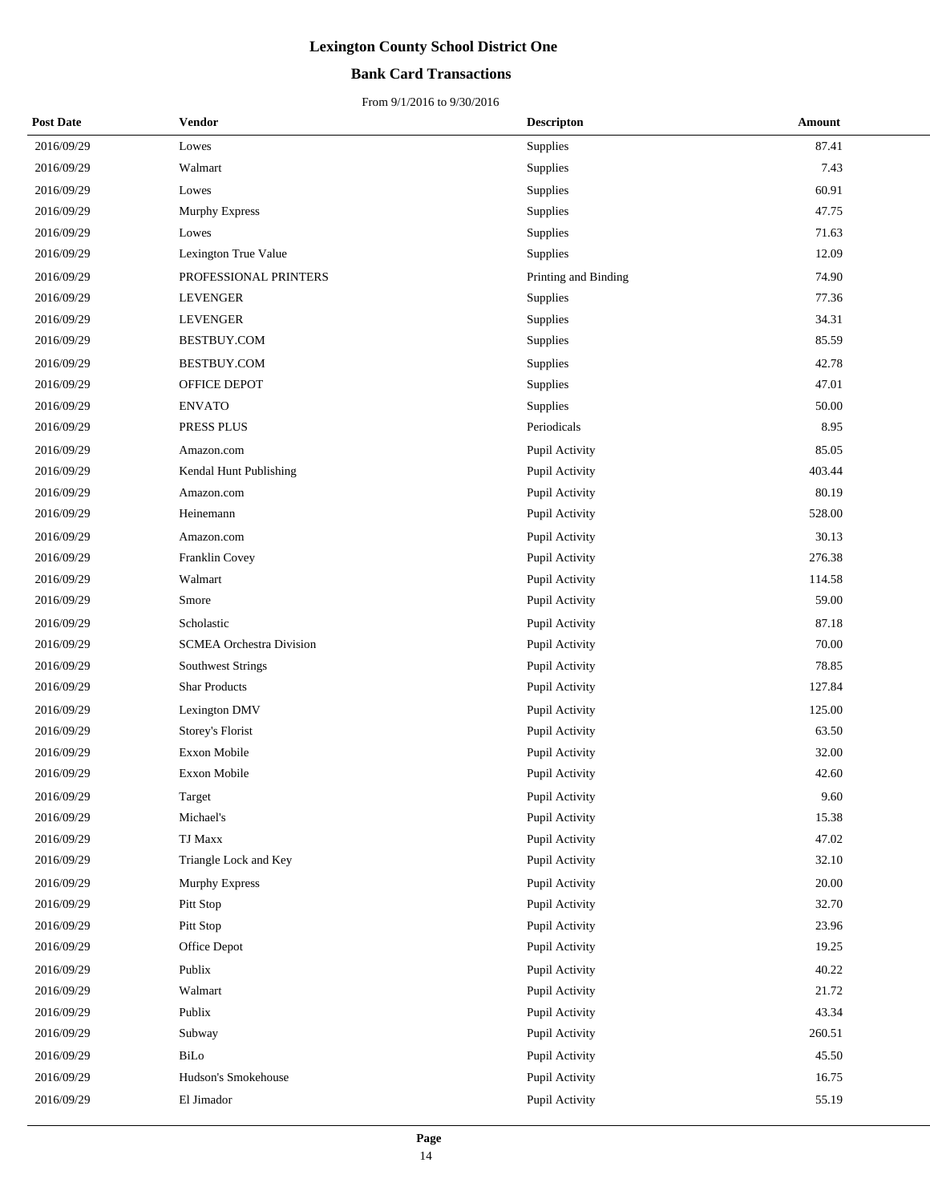# Lexington County School District One

## Bank Card Transactions

From 9/1/2016 to 9/30/2016

| Post Date | Vendor | Descripton | Amount |
|---|---|---|---|
| 2016/09/29 | Lowes | Supplies | 87.41 |
| 2016/09/29 | Walmart | Supplies | 7.43 |
| 2016/09/29 | Lowes | Supplies | 60.91 |
| 2016/09/29 | Murphy Express | Supplies | 47.75 |
| 2016/09/29 | Lowes | Supplies | 71.63 |
| 2016/09/29 | Lexington True Value | Supplies | 12.09 |
| 2016/09/29 | PROFESSIONAL PRINTERS | Printing and Binding | 74.90 |
| 2016/09/29 | LEVENGER | Supplies | 77.36 |
| 2016/09/29 | LEVENGER | Supplies | 34.31 |
| 2016/09/29 | BESTBUY.COM | Supplies | 85.59 |
| 2016/09/29 | BESTBUY.COM | Supplies | 42.78 |
| 2016/09/29 | OFFICE DEPOT | Supplies | 47.01 |
| 2016/09/29 | ENVATO | Supplies | 50.00 |
| 2016/09/29 | PRESS PLUS | Periodicals | 8.95 |
| 2016/09/29 | Amazon.com | Pupil Activity | 85.05 |
| 2016/09/29 | Kendal Hunt Publishing | Pupil Activity | 403.44 |
| 2016/09/29 | Amazon.com | Pupil Activity | 80.19 |
| 2016/09/29 | Heinemann | Pupil Activity | 528.00 |
| 2016/09/29 | Amazon.com | Pupil Activity | 30.13 |
| 2016/09/29 | Franklin Covey | Pupil Activity | 276.38 |
| 2016/09/29 | Walmart | Pupil Activity | 114.58 |
| 2016/09/29 | Smore | Pupil Activity | 59.00 |
| 2016/09/29 | Scholastic | Pupil Activity | 87.18 |
| 2016/09/29 | SCMEA Orchestra Division | Pupil Activity | 70.00 |
| 2016/09/29 | Southwest Strings | Pupil Activity | 78.85 |
| 2016/09/29 | Shar Products | Pupil Activity | 127.84 |
| 2016/09/29 | Lexington DMV | Pupil Activity | 125.00 |
| 2016/09/29 | Storey's Florist | Pupil Activity | 63.50 |
| 2016/09/29 | Exxon Mobile | Pupil Activity | 32.00 |
| 2016/09/29 | Exxon Mobile | Pupil Activity | 42.60 |
| 2016/09/29 | Target | Pupil Activity | 9.60 |
| 2016/09/29 | Michael's | Pupil Activity | 15.38 |
| 2016/09/29 | TJ Maxx | Pupil Activity | 47.02 |
| 2016/09/29 | Triangle Lock and Key | Pupil Activity | 32.10 |
| 2016/09/29 | Murphy Express | Pupil Activity | 20.00 |
| 2016/09/29 | Pitt Stop | Pupil Activity | 32.70 |
| 2016/09/29 | Pitt Stop | Pupil Activity | 23.96 |
| 2016/09/29 | Office Depot | Pupil Activity | 19.25 |
| 2016/09/29 | Publix | Pupil Activity | 40.22 |
| 2016/09/29 | Walmart | Pupil Activity | 21.72 |
| 2016/09/29 | Publix | Pupil Activity | 43.34 |
| 2016/09/29 | Subway | Pupil Activity | 260.51 |
| 2016/09/29 | BiLo | Pupil Activity | 45.50 |
| 2016/09/29 | Hudson's Smokehouse | Pupil Activity | 16.75 |
| 2016/09/29 | El Jimador | Pupil Activity | 55.19 |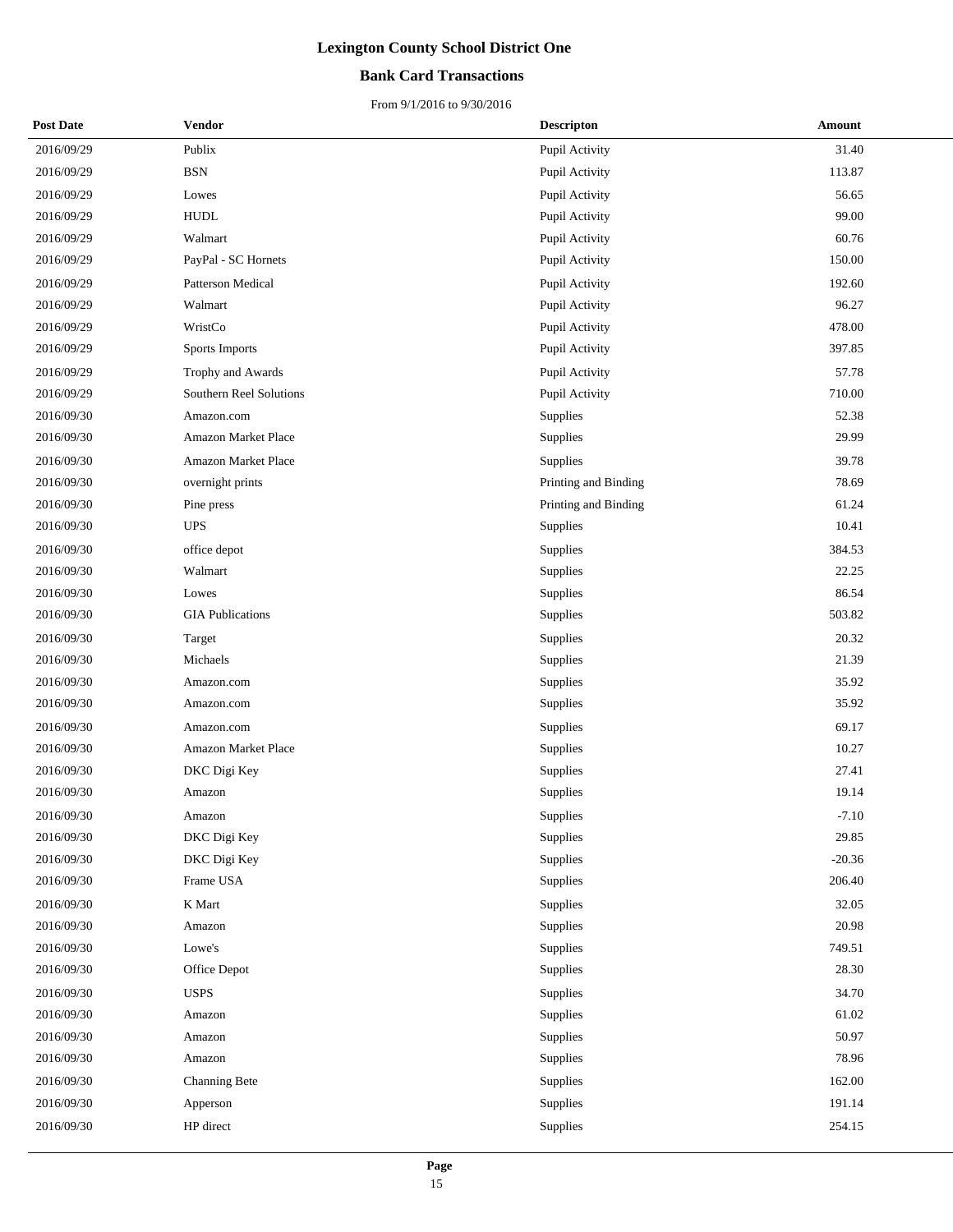# Lexington County School District One

## Bank Card Transactions

From 9/1/2016 to 9/30/2016

| Post Date | Vendor | Descripton | Amount |
|---|---|---|---|
| 2016/09/29 | Publix | Pupil Activity | 31.40 |
| 2016/09/29 | BSN | Pupil Activity | 113.87 |
| 2016/09/29 | Lowes | Pupil Activity | 56.65 |
| 2016/09/29 | HUDL | Pupil Activity | 99.00 |
| 2016/09/29 | Walmart | Pupil Activity | 60.76 |
| 2016/09/29 | PayPal - SC Hornets | Pupil Activity | 150.00 |
| 2016/09/29 | Patterson Medical | Pupil Activity | 192.60 |
| 2016/09/29 | Walmart | Pupil Activity | 96.27 |
| 2016/09/29 | WristCo | Pupil Activity | 478.00 |
| 2016/09/29 | Sports Imports | Pupil Activity | 397.85 |
| 2016/09/29 | Trophy and Awards | Pupil Activity | 57.78 |
| 2016/09/29 | Southern Reel Solutions | Pupil Activity | 710.00 |
| 2016/09/30 | Amazon.com | Supplies | 52.38 |
| 2016/09/30 | Amazon Market Place | Supplies | 29.99 |
| 2016/09/30 | Amazon Market Place | Supplies | 39.78 |
| 2016/09/30 | overnight prints | Printing and Binding | 78.69 |
| 2016/09/30 | Pine press | Printing and Binding | 61.24 |
| 2016/09/30 | UPS | Supplies | 10.41 |
| 2016/09/30 | office depot | Supplies | 384.53 |
| 2016/09/30 | Walmart | Supplies | 22.25 |
| 2016/09/30 | Lowes | Supplies | 86.54 |
| 2016/09/30 | GIA Publications | Supplies | 503.82 |
| 2016/09/30 | Target | Supplies | 20.32 |
| 2016/09/30 | Michaels | Supplies | 21.39 |
| 2016/09/30 | Amazon.com | Supplies | 35.92 |
| 2016/09/30 | Amazon.com | Supplies | 35.92 |
| 2016/09/30 | Amazon.com | Supplies | 69.17 |
| 2016/09/30 | Amazon Market Place | Supplies | 10.27 |
| 2016/09/30 | DKC Digi Key | Supplies | 27.41 |
| 2016/09/30 | Amazon | Supplies | 19.14 |
| 2016/09/30 | Amazon | Supplies | -7.10 |
| 2016/09/30 | DKC Digi Key | Supplies | 29.85 |
| 2016/09/30 | DKC Digi Key | Supplies | -20.36 |
| 2016/09/30 | Frame USA | Supplies | 206.40 |
| 2016/09/30 | K Mart | Supplies | 32.05 |
| 2016/09/30 | Amazon | Supplies | 20.98 |
| 2016/09/30 | Lowe's | Supplies | 749.51 |
| 2016/09/30 | Office Depot | Supplies | 28.30 |
| 2016/09/30 | USPS | Supplies | 34.70 |
| 2016/09/30 | Amazon | Supplies | 61.02 |
| 2016/09/30 | Amazon | Supplies | 50.97 |
| 2016/09/30 | Amazon | Supplies | 78.96 |
| 2016/09/30 | Channing Bete | Supplies | 162.00 |
| 2016/09/30 | Apperson | Supplies | 191.14 |
| 2016/09/30 | HP direct | Supplies | 254.15 |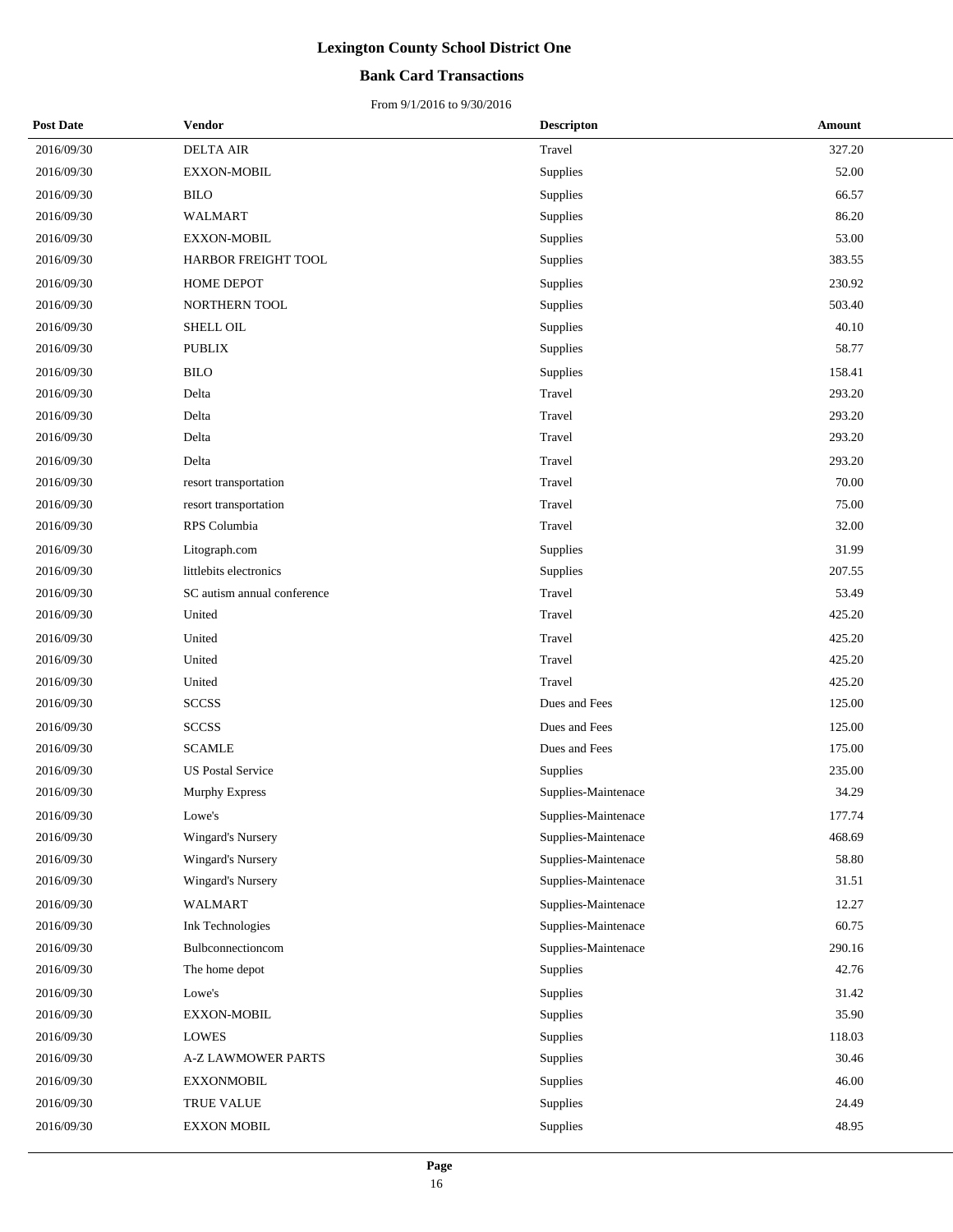# Lexington County School District One

## Bank Card Transactions

From 9/1/2016 to 9/30/2016

| Post Date | Vendor | Descripton | Amount |
|---|---|---|---|
| 2016/09/30 | DELTA AIR | Travel | 327.20 |
| 2016/09/30 | EXXON-MOBIL | Supplies | 52.00 |
| 2016/09/30 | BILO | Supplies | 66.57 |
| 2016/09/30 | WALMART | Supplies | 86.20 |
| 2016/09/30 | EXXON-MOBIL | Supplies | 53.00 |
| 2016/09/30 | HARBOR FREIGHT TOOL | Supplies | 383.55 |
| 2016/09/30 | HOME DEPOT | Supplies | 230.92 |
| 2016/09/30 | NORTHERN TOOL | Supplies | 503.40 |
| 2016/09/30 | SHELL OIL | Supplies | 40.10 |
| 2016/09/30 | PUBLIX | Supplies | 58.77 |
| 2016/09/30 | BILO | Supplies | 158.41 |
| 2016/09/30 | Delta | Travel | 293.20 |
| 2016/09/30 | Delta | Travel | 293.20 |
| 2016/09/30 | Delta | Travel | 293.20 |
| 2016/09/30 | Delta | Travel | 293.20 |
| 2016/09/30 | resort transportation | Travel | 70.00 |
| 2016/09/30 | resort transportation | Travel | 75.00 |
| 2016/09/30 | RPS Columbia | Travel | 32.00 |
| 2016/09/30 | Litograph.com | Supplies | 31.99 |
| 2016/09/30 | littlebits electronics | Supplies | 207.55 |
| 2016/09/30 | SC autism annual conference | Travel | 53.49 |
| 2016/09/30 | United | Travel | 425.20 |
| 2016/09/30 | United | Travel | 425.20 |
| 2016/09/30 | United | Travel | 425.20 |
| 2016/09/30 | United | Travel | 425.20 |
| 2016/09/30 | SCCSS | Dues and Fees | 125.00 |
| 2016/09/30 | SCCSS | Dues and Fees | 125.00 |
| 2016/09/30 | SCAMLE | Dues and Fees | 175.00 |
| 2016/09/30 | US Postal Service | Supplies | 235.00 |
| 2016/09/30 | Murphy Express | Supplies-Maintenace | 34.29 |
| 2016/09/30 | Lowe's | Supplies-Maintenace | 177.74 |
| 2016/09/30 | Wingard's Nursery | Supplies-Maintenace | 468.69 |
| 2016/09/30 | Wingard's Nursery | Supplies-Maintenace | 58.80 |
| 2016/09/30 | Wingard's Nursery | Supplies-Maintenace | 31.51 |
| 2016/09/30 | WALMART | Supplies-Maintenace | 12.27 |
| 2016/09/30 | Ink Technologies | Supplies-Maintenace | 60.75 |
| 2016/09/30 | Bulbconnectioncom | Supplies-Maintenace | 290.16 |
| 2016/09/30 | The home depot | Supplies | 42.76 |
| 2016/09/30 | Lowe's | Supplies | 31.42 |
| 2016/09/30 | EXXON-MOBIL | Supplies | 35.90 |
| 2016/09/30 | LOWES | Supplies | 118.03 |
| 2016/09/30 | A-Z LAWMOWER PARTS | Supplies | 30.46 |
| 2016/09/30 | EXXONMOBIL | Supplies | 46.00 |
| 2016/09/30 | TRUE VALUE | Supplies | 24.49 |
| 2016/09/30 | EXXON MOBIL | Supplies | 48.95 |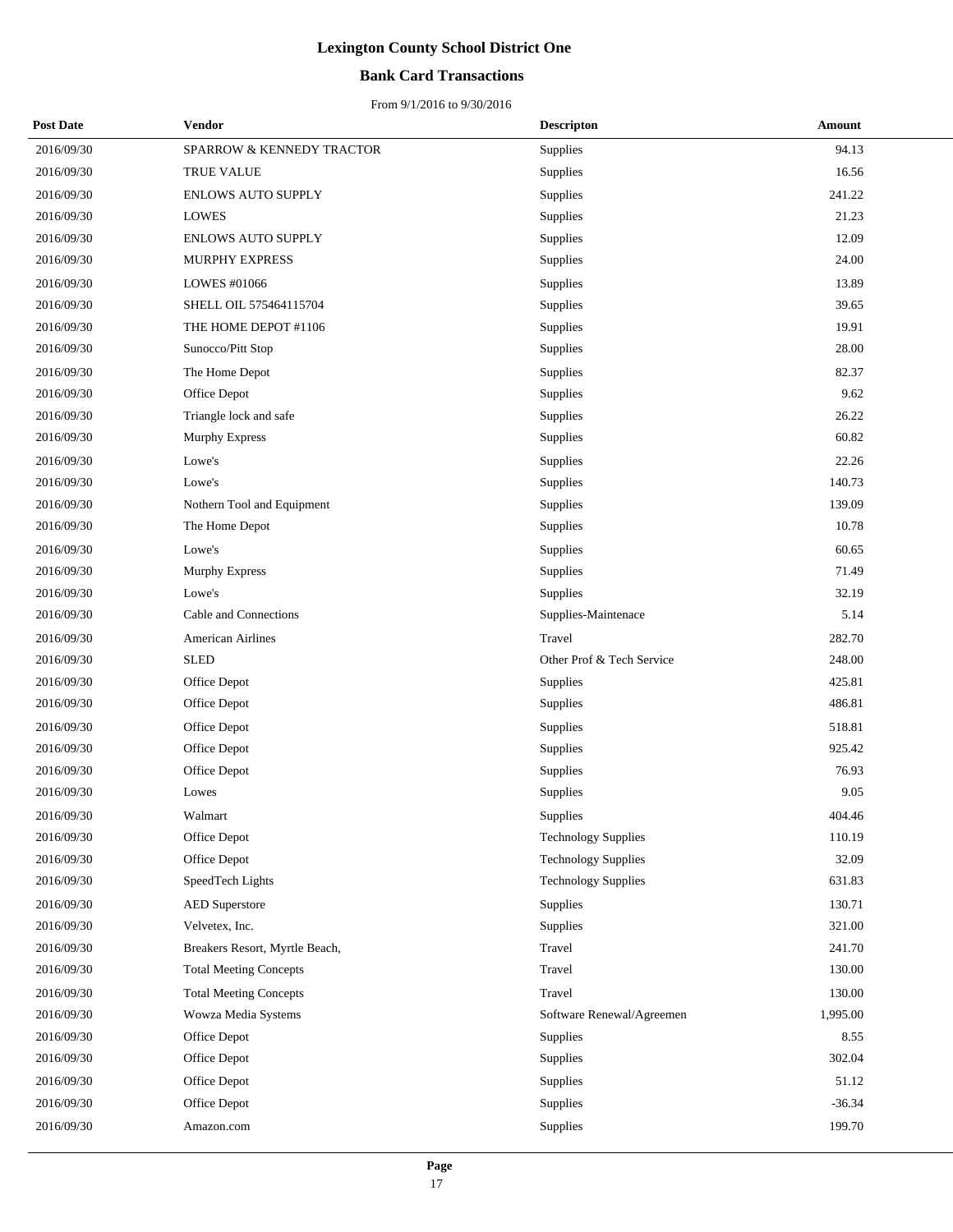# Lexington County School District One

## Bank Card Transactions

From 9/1/2016 to 9/30/2016

| Post Date | Vendor | Descripton | Amount |
| --- | --- | --- | --- |
| 2016/09/30 | SPARROW & KENNEDY TRACTOR | Supplies | 94.13 |
| 2016/09/30 | TRUE VALUE | Supplies | 16.56 |
| 2016/09/30 | ENLOWS AUTO SUPPLY | Supplies | 241.22 |
| 2016/09/30 | LOWES | Supplies | 21.23 |
| 2016/09/30 | ENLOWS AUTO SUPPLY | Supplies | 12.09 |
| 2016/09/30 | MURPHY EXPRESS | Supplies | 24.00 |
| 2016/09/30 | LOWES #01066 | Supplies | 13.89 |
| 2016/09/30 | SHELL OIL 575464115704 | Supplies | 39.65 |
| 2016/09/30 | THE HOME DEPOT #1106 | Supplies | 19.91 |
| 2016/09/30 | Sunocco/Pitt Stop | Supplies | 28.00 |
| 2016/09/30 | The Home Depot | Supplies | 82.37 |
| 2016/09/30 | Office Depot | Supplies | 9.62 |
| 2016/09/30 | Triangle lock and safe | Supplies | 26.22 |
| 2016/09/30 | Murphy Express | Supplies | 60.82 |
| 2016/09/30 | Lowe's | Supplies | 22.26 |
| 2016/09/30 | Lowe's | Supplies | 140.73 |
| 2016/09/30 | Nothern Tool and Equipment | Supplies | 139.09 |
| 2016/09/30 | The Home Depot | Supplies | 10.78 |
| 2016/09/30 | Lowe's | Supplies | 60.65 |
| 2016/09/30 | Murphy Express | Supplies | 71.49 |
| 2016/09/30 | Lowe's | Supplies | 32.19 |
| 2016/09/30 | Cable and Connections | Supplies-Maintenace | 5.14 |
| 2016/09/30 | American Airlines | Travel | 282.70 |
| 2016/09/30 | SLED | Other Prof & Tech Service | 248.00 |
| 2016/09/30 | Office Depot | Supplies | 425.81 |
| 2016/09/30 | Office Depot | Supplies | 486.81 |
| 2016/09/30 | Office Depot | Supplies | 518.81 |
| 2016/09/30 | Office Depot | Supplies | 925.42 |
| 2016/09/30 | Office Depot | Supplies | 76.93 |
| 2016/09/30 | Lowes | Supplies | 9.05 |
| 2016/09/30 | Walmart | Supplies | 404.46 |
| 2016/09/30 | Office Depot | Technology Supplies | 110.19 |
| 2016/09/30 | Office Depot | Technology Supplies | 32.09 |
| 2016/09/30 | SpeedTech Lights | Technology Supplies | 631.83 |
| 2016/09/30 | AED Superstore | Supplies | 130.71 |
| 2016/09/30 | Velvetex, Inc. | Supplies | 321.00 |
| 2016/09/30 | Breakers Resort, Myrtle Beach, | Travel | 241.70 |
| 2016/09/30 | Total Meeting Concepts | Travel | 130.00 |
| 2016/09/30 | Total Meeting Concepts | Travel | 130.00 |
| 2016/09/30 | Wowza Media Systems | Software Renewal/Agreemen | 1,995.00 |
| 2016/09/30 | Office Depot | Supplies | 8.55 |
| 2016/09/30 | Office Depot | Supplies | 302.04 |
| 2016/09/30 | Office Depot | Supplies | 51.12 |
| 2016/09/30 | Office Depot | Supplies | -36.34 |
| 2016/09/30 | Amazon.com | Supplies | 199.70 |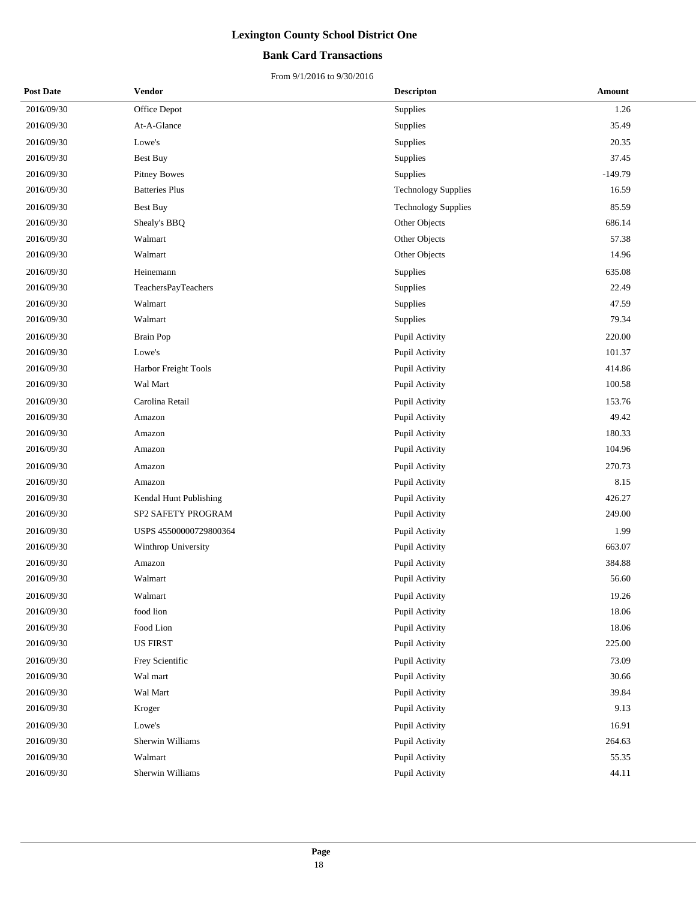# Lexington County School District One

## Bank Card Transactions

From 9/1/2016 to 9/30/2016

| Post Date | Vendor | Descripton | Amount |
|---|---|---|---|
| 2016/09/30 | Office Depot | Supplies | 1.26 |
| 2016/09/30 | At-A-Glance | Supplies | 35.49 |
| 2016/09/30 | Lowe's | Supplies | 20.35 |
| 2016/09/30 | Best Buy | Supplies | 37.45 |
| 2016/09/30 | Pitney Bowes | Supplies | -149.79 |
| 2016/09/30 | Batteries Plus | Technology Supplies | 16.59 |
| 2016/09/30 | Best Buy | Technology Supplies | 85.59 |
| 2016/09/30 | Shealy's BBQ | Other Objects | 686.14 |
| 2016/09/30 | Walmart | Other Objects | 57.38 |
| 2016/09/30 | Walmart | Other Objects | 14.96 |
| 2016/09/30 | Heinemann | Supplies | 635.08 |
| 2016/09/30 | TeachersPayTeachers | Supplies | 22.49 |
| 2016/09/30 | Walmart | Supplies | 47.59 |
| 2016/09/30 | Walmart | Supplies | 79.34 |
| 2016/09/30 | Brain Pop | Pupil Activity | 220.00 |
| 2016/09/30 | Lowe's | Pupil Activity | 101.37 |
| 2016/09/30 | Harbor Freight Tools | Pupil Activity | 414.86 |
| 2016/09/30 | Wal Mart | Pupil Activity | 100.58 |
| 2016/09/30 | Carolina Retail | Pupil Activity | 153.76 |
| 2016/09/30 | Amazon | Pupil Activity | 49.42 |
| 2016/09/30 | Amazon | Pupil Activity | 180.33 |
| 2016/09/30 | Amazon | Pupil Activity | 104.96 |
| 2016/09/30 | Amazon | Pupil Activity | 270.73 |
| 2016/09/30 | Amazon | Pupil Activity | 8.15 |
| 2016/09/30 | Kendal Hunt Publishing | Pupil Activity | 426.27 |
| 2016/09/30 | SP2 SAFETY PROGRAM | Pupil Activity | 249.00 |
| 2016/09/30 | USPS 45500000729800364 | Pupil Activity | 1.99 |
| 2016/09/30 | Winthrop University | Pupil Activity | 663.07 |
| 2016/09/30 | Amazon | Pupil Activity | 384.88 |
| 2016/09/30 | Walmart | Pupil Activity | 56.60 |
| 2016/09/30 | Walmart | Pupil Activity | 19.26 |
| 2016/09/30 | food lion | Pupil Activity | 18.06 |
| 2016/09/30 | Food Lion | Pupil Activity | 18.06 |
| 2016/09/30 | US FIRST | Pupil Activity | 225.00 |
| 2016/09/30 | Frey Scientific | Pupil Activity | 73.09 |
| 2016/09/30 | Wal mart | Pupil Activity | 30.66 |
| 2016/09/30 | Wal Mart | Pupil Activity | 39.84 |
| 2016/09/30 | Kroger | Pupil Activity | 9.13 |
| 2016/09/30 | Lowe's | Pupil Activity | 16.91 |
| 2016/09/30 | Sherwin Williams | Pupil Activity | 264.63 |
| 2016/09/30 | Walmart | Pupil Activity | 55.35 |
| 2016/09/30 | Sherwin Williams | Pupil Activity | 44.11 |